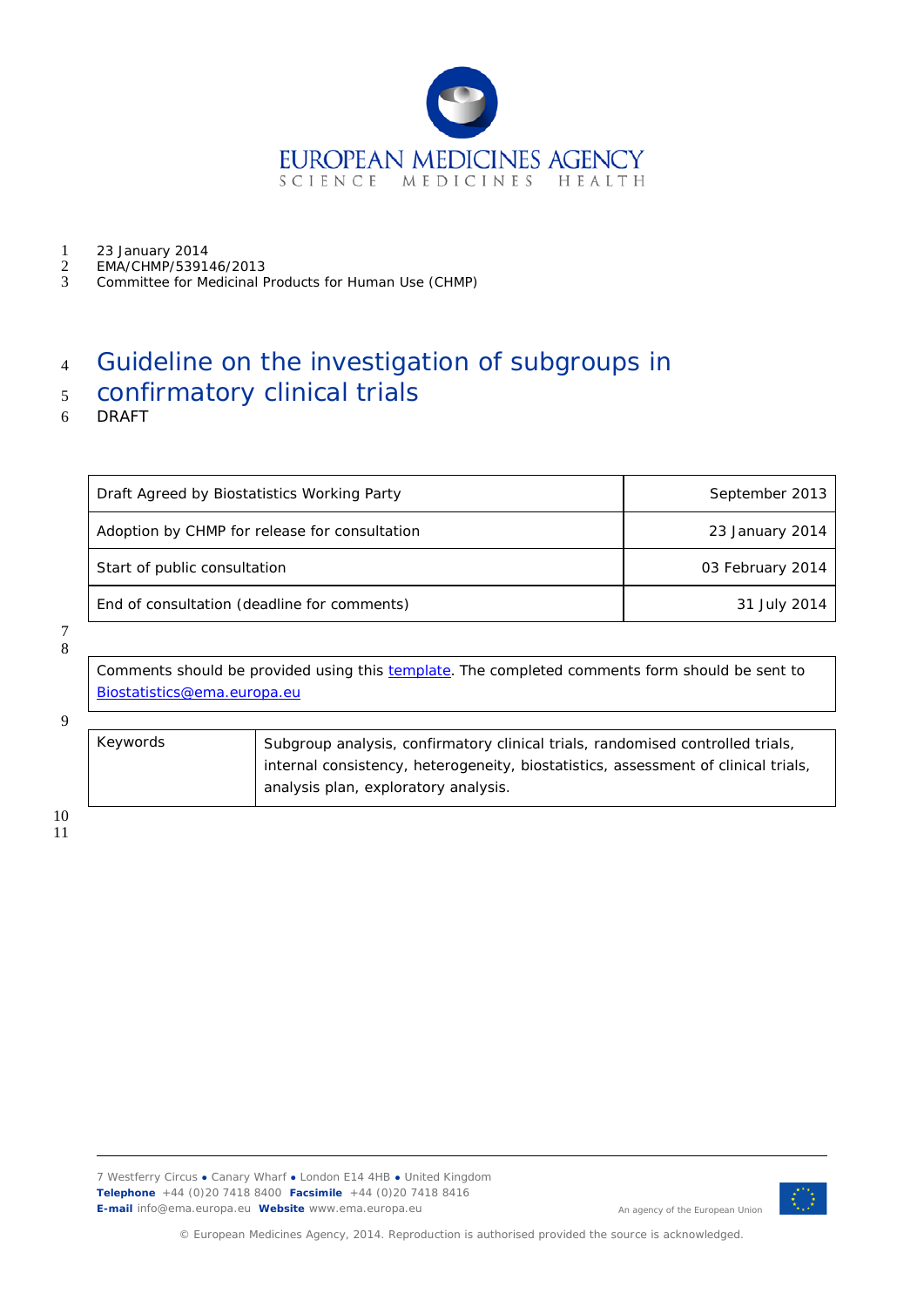EUROPEAN MEDICINES AGENCY
SCIENCE MEDICINES HEALTH

23 January 2014
EMA/CHMP/539146/2013
Committee for Medicinal Products for Human Use (CHMP)

# Guideline on the investigation of subgroups in confirmatory clinical trials

DRAFT

| Draft Agreed by Biostatistics Working Party | September 2013 |
|---|---|
| Adoption by CHMP for release for consultation | 23 January 2014 |
| Start of public consultation | 03 February 2014 |
| End of consultation (deadline for comments) | 31 July 2014 |

Comments should be provided using this template. The completed comments form should be sent to Biostatistics@ema.europa.eu

| Keywords | Subgroup analysis, confirmatory clinical trials, randomised controlled trials, internal consistency, heterogeneity, biostatistics, assessment of clinical trials, analysis plan, exploratory analysis. |
|---|---|

7 Westferry Circus ● Canary Wharf ● London E14 4HB ● United Kingdom
**Telephone** +44 (0)20 7418 8400 **Facsimile** +44 (0)20 7418 8416
**E-mail** info@ema.europa.eu **Website** www.ema.europa.eu

An agency of the European Union

© European Medicines Agency, 2014. Reproduction is authorised provided the source is acknowledged.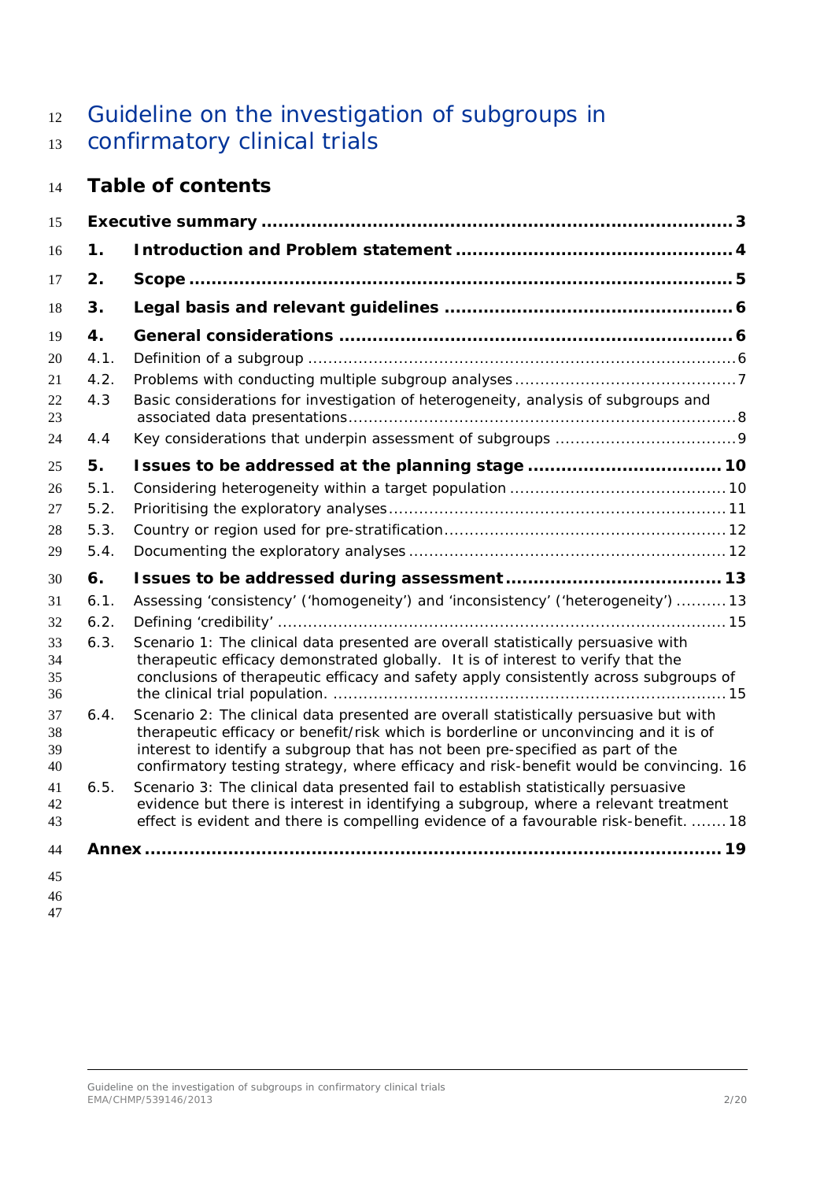# Guideline on the investigation of subgroups in confirmatory clinical trials

## Table of contents

**Executive summary ... 3**

**1. Introduction and Problem statement ... 4**

**2. Scope ... 5**

**3. Legal basis and relevant guidelines ... 6**

**4. General considerations ... 6**

4.1. Definition of a subgroup ... 6

4.2. Problems with conducting multiple subgroup analyses ... 7

4.3 Basic considerations for investigation of heterogeneity, analysis of subgroups and associated data presentations ... 8

4.4 Key considerations that underpin assessment of subgroups ... 9

**5. Issues to be addressed at the planning stage ... 10**

5.1. Considering heterogeneity within a target population ... 10

5.2. Prioritising the exploratory analyses ... 11

5.3. Country or region used for pre-stratification ... 12

5.4. Documenting the exploratory analyses ... 12

**6. Issues to be addressed during assessment ... 13**

6.1. Assessing 'consistency' ('homogeneity') and 'inconsistency' ('heterogeneity') ... 13

6.2. Defining 'credibility' ... 15

6.3. Scenario 1: The clinical data presented are overall statistically persuasive with therapeutic efficacy demonstrated globally. It is of interest to verify that the conclusions of therapeutic efficacy and safety apply consistently across subgroups of the clinical trial population. ... 15

6.4. Scenario 2: The clinical data presented are overall statistically persuasive but with therapeutic efficacy or benefit/risk which is borderline or unconvincing and it is of interest to identify a subgroup that has not been pre-specified as part of the confirmatory testing strategy, where efficacy and risk-benefit would be convincing. 16

6.5. Scenario 3: The clinical data presented fail to establish statistically persuasive evidence but there is interest in identifying a subgroup, where a relevant treatment effect is evident and there is compelling evidence of a favourable risk-benefit. ... 18

**Annex ... 19**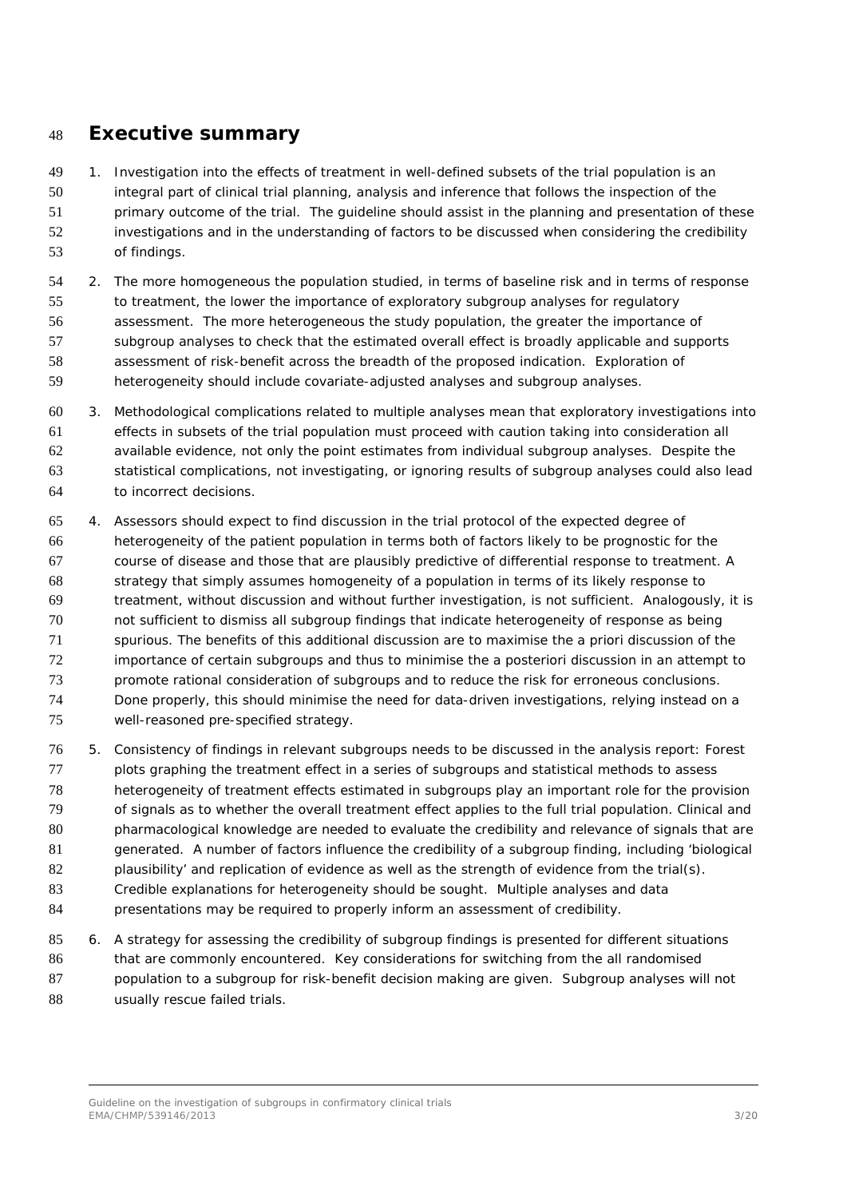# Executive summary

1. Investigation into the effects of treatment in well-defined subsets of the trial population is an integral part of clinical trial planning, analysis and inference that follows the inspection of the primary outcome of the trial. The guideline should assist in the planning and presentation of these investigations and in the understanding of factors to be discussed when considering the credibility of findings.

2. The more homogeneous the population studied, in terms of baseline risk and in terms of response to treatment, the lower the importance of exploratory subgroup analyses for regulatory assessment. The more heterogeneous the study population, the greater the importance of subgroup analyses to check that the estimated overall effect is broadly applicable and supports assessment of risk-benefit across the breadth of the proposed indication. Exploration of heterogeneity should include covariate-adjusted analyses and subgroup analyses.

3. Methodological complications related to multiple analyses mean that exploratory investigations into effects in subsets of the trial population must proceed with caution taking into consideration all available evidence, not only the point estimates from individual subgroup analyses. Despite the statistical complications, not investigating, or ignoring results of subgroup analyses could also lead to incorrect decisions.

4. Assessors should expect to find discussion in the trial protocol of the expected degree of heterogeneity of the patient population in terms both of factors likely to be prognostic for the course of disease and those that are plausibly predictive of differential response to treatment. A strategy that simply assumes homogeneity of a population in terms of its likely response to treatment, without discussion and without further investigation, is not sufficient. Analogously, it is not sufficient to dismiss all subgroup findings that indicate heterogeneity of response as being spurious. The benefits of this additional discussion are to maximise the a priori discussion of the importance of certain subgroups and thus to minimise the a posteriori discussion in an attempt to promote rational consideration of subgroups and to reduce the risk for erroneous conclusions. Done properly, this should minimise the need for data-driven investigations, relying instead on a well-reasoned pre-specified strategy.

5. Consistency of findings in relevant subgroups needs to be discussed in the analysis report: Forest plots graphing the treatment effect in a series of subgroups and statistical methods to assess heterogeneity of treatment effects estimated in subgroups play an important role for the provision of signals as to whether the overall treatment effect applies to the full trial population. Clinical and pharmacological knowledge are needed to evaluate the credibility and relevance of signals that are generated. A number of factors influence the credibility of a subgroup finding, including 'biological plausibility' and replication of evidence as well as the strength of evidence from the trial(s). Credible explanations for heterogeneity should be sought. Multiple analyses and data presentations may be required to properly inform an assessment of credibility.

6. A strategy for assessing the credibility of subgroup findings is presented for different situations that are commonly encountered. Key considerations for switching from the all randomised population to a subgroup for risk-benefit decision making are given. Subgroup analyses will not usually rescue failed trials.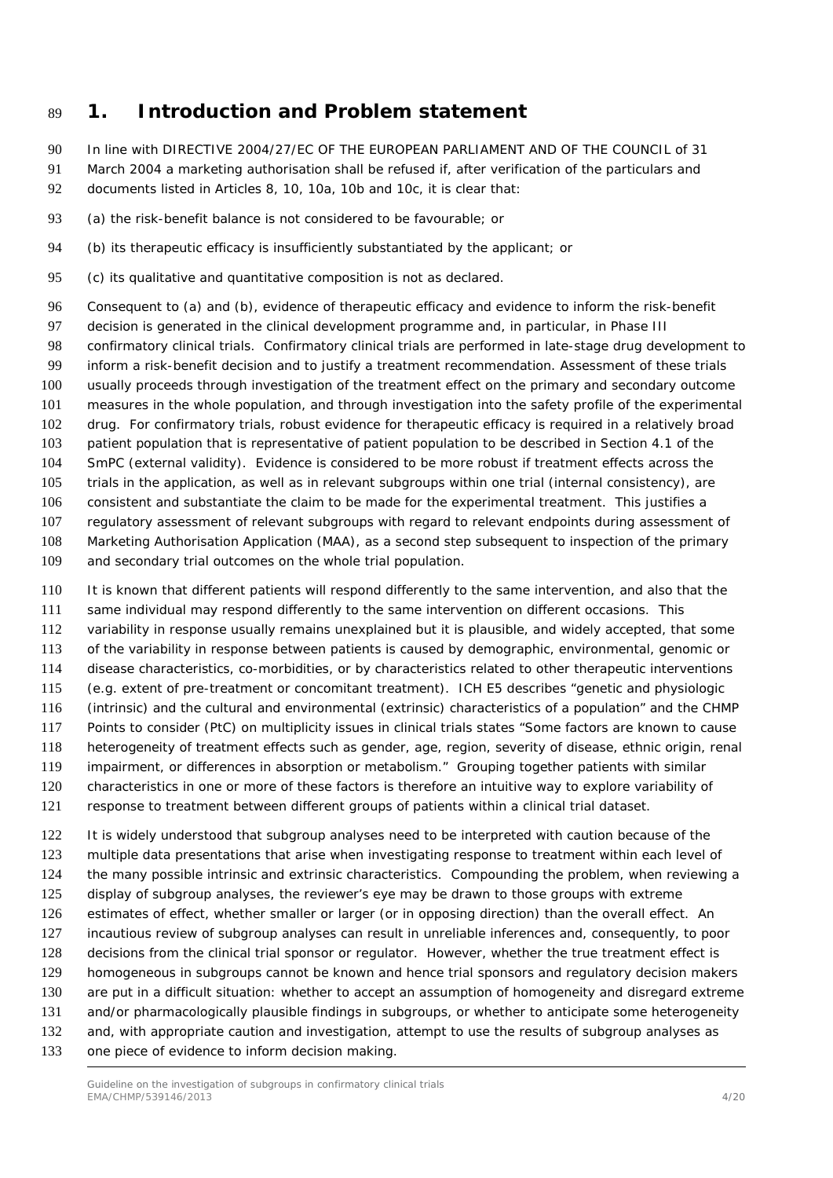# 1. Introduction and Problem statement

In line with DIRECTIVE 2004/27/EC OF THE EUROPEAN PARLIAMENT AND OF THE COUNCIL of 31 March 2004 a marketing authorisation shall be refused if, after verification of the particulars and documents listed in Articles 8, 10, 10a, 10b and 10c, it is clear that:

(a) the risk-benefit balance is not considered to be favourable; or

(b) its therapeutic efficacy is insufficiently substantiated by the applicant; or

(c) its qualitative and quantitative composition is not as declared.

Consequent to (a) and (b), evidence of therapeutic efficacy and evidence to inform the risk-benefit decision is generated in the clinical development programme and, in particular, in Phase III confirmatory clinical trials. Confirmatory clinical trials are performed in late-stage drug development to inform a risk-benefit decision and to justify a treatment recommendation. Assessment of these trials usually proceeds through investigation of the treatment effect on the primary and secondary outcome measures in the whole population, and through investigation into the safety profile of the experimental drug. For confirmatory trials, robust evidence for therapeutic efficacy is required in a relatively broad patient population that is representative of patient population to be described in Section 4.1 of the SmPC (external validity). Evidence is considered to be more robust if treatment effects across the trials in the application, as well as in relevant subgroups within one trial (internal consistency), are consistent and substantiate the claim to be made for the experimental treatment. This justifies a regulatory assessment of relevant subgroups with regard to relevant endpoints during assessment of Marketing Authorisation Application (MAA), as a second step subsequent to inspection of the primary and secondary trial outcomes on the whole trial population.

It is known that different patients will respond differently to the same intervention, and also that the same individual may respond differently to the same intervention on different occasions. This variability in response usually remains unexplained but it is plausible, and widely accepted, that some of the variability in response between patients is caused by demographic, environmental, genomic or disease characteristics, co-morbidities, or by characteristics related to other therapeutic interventions (e.g. extent of pre-treatment or concomitant treatment). ICH E5 describes "genetic and physiologic (intrinsic) and the cultural and environmental (extrinsic) characteristics of a population" and the CHMP Points to consider (PtC) on multiplicity issues in clinical trials states "Some factors are known to cause heterogeneity of treatment effects such as gender, age, region, severity of disease, ethnic origin, renal impairment, or differences in absorption or metabolism." Grouping together patients with similar characteristics in one or more of these factors is therefore an intuitive way to explore variability of response to treatment between different groups of patients within a clinical trial dataset.

It is widely understood that subgroup analyses need to be interpreted with caution because of the multiple data presentations that arise when investigating response to treatment within each level of the many possible intrinsic and extrinsic characteristics. Compounding the problem, when reviewing a display of subgroup analyses, the reviewer's eye may be drawn to those groups with extreme estimates of effect, whether smaller or larger (or in opposing direction) than the overall effect. An incautious review of subgroup analyses can result in unreliable inferences and, consequently, to poor decisions from the clinical trial sponsor or regulator. However, whether the true treatment effect is homogeneous in subgroups cannot be known and hence trial sponsors and regulatory decision makers are put in a difficult situation: whether to accept an assumption of homogeneity and disregard extreme and/or pharmacologically plausible findings in subgroups, or whether to anticipate some heterogeneity and, with appropriate caution and investigation, attempt to use the results of subgroup analyses as one piece of evidence to inform decision making.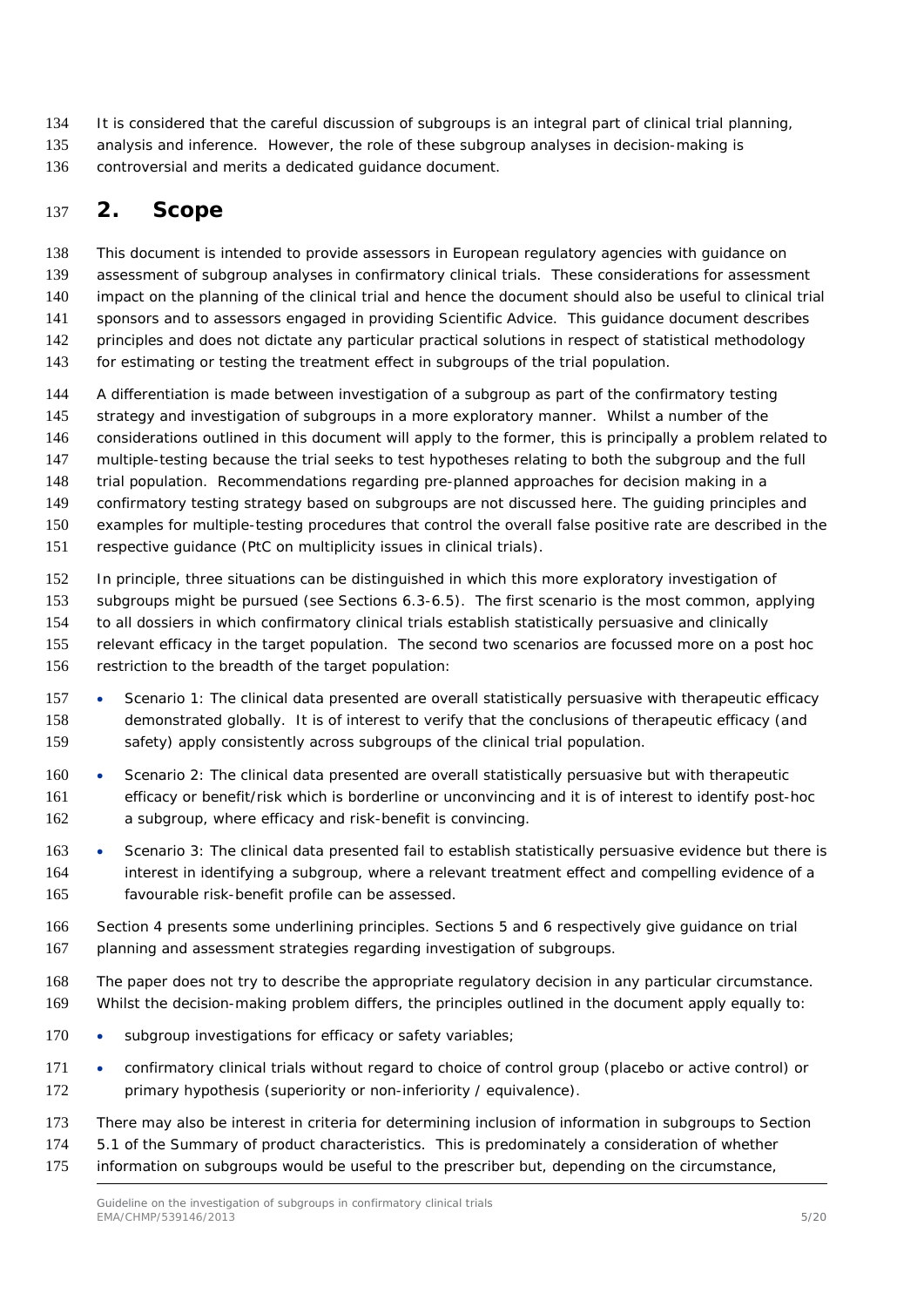It is considered that the careful discussion of subgroups is an integral part of clinical trial planning, analysis and inference. However, the role of these subgroup analyses in decision-making is controversial and merits a dedicated guidance document.

# 2. Scope

This document is intended to provide assessors in European regulatory agencies with guidance on assessment of subgroup analyses in confirmatory clinical trials. These considerations for assessment impact on the planning of the clinical trial and hence the document should also be useful to clinical trial sponsors and to assessors engaged in providing Scientific Advice. This guidance document describes principles and does not dictate any particular practical solutions in respect of statistical methodology for estimating or testing the treatment effect in subgroups of the trial population.

A differentiation is made between investigation of a subgroup as part of the confirmatory testing strategy and investigation of subgroups in a more exploratory manner. Whilst a number of the considerations outlined in this document will apply to the former, this is principally a problem related to multiple-testing because the trial seeks to test hypotheses relating to both the subgroup and the full trial population. Recommendations regarding pre-planned approaches for decision making in a confirmatory testing strategy based on subgroups are not discussed here. The guiding principles and examples for multiple-testing procedures that control the overall false positive rate are described in the respective guidance (PtC on multiplicity issues in clinical trials).

In principle, three situations can be distinguished in which this more exploratory investigation of subgroups might be pursued (see Sections 6.3-6.5). The first scenario is the most common, applying to all dossiers in which confirmatory clinical trials establish statistically persuasive and clinically relevant efficacy in the target population. The second two scenarios are focussed more on a post hoc restriction to the breadth of the target population:

- Scenario 1: The clinical data presented are overall statistically persuasive with therapeutic efficacy demonstrated globally. It is of interest to verify that the conclusions of therapeutic efficacy (and safety) apply consistently across subgroups of the clinical trial population.
- Scenario 2: The clinical data presented are overall statistically persuasive but with therapeutic efficacy or benefit/risk which is borderline or unconvincing and it is of interest to identify post-hoc a subgroup, where efficacy and risk-benefit is convincing.
- Scenario 3: The clinical data presented fail to establish statistically persuasive evidence but there is interest in identifying a subgroup, where a relevant treatment effect and compelling evidence of a favourable risk-benefit profile can be assessed.

Section 4 presents some underlining principles. Sections 5 and 6 respectively give guidance on trial planning and assessment strategies regarding investigation of subgroups.

The paper does not try to describe the appropriate regulatory decision in any particular circumstance. Whilst the decision-making problem differs, the principles outlined in the document apply equally to:

- subgroup investigations for efficacy or safety variables;
- confirmatory clinical trials without regard to choice of control group (placebo or active control) or primary hypothesis (superiority or non-inferiority / equivalence).

There may also be interest in criteria for determining inclusion of information in subgroups to Section 5.1 of the Summary of product characteristics. This is predominately a consideration of whether information on subgroups would be useful to the prescriber but, depending on the circumstance,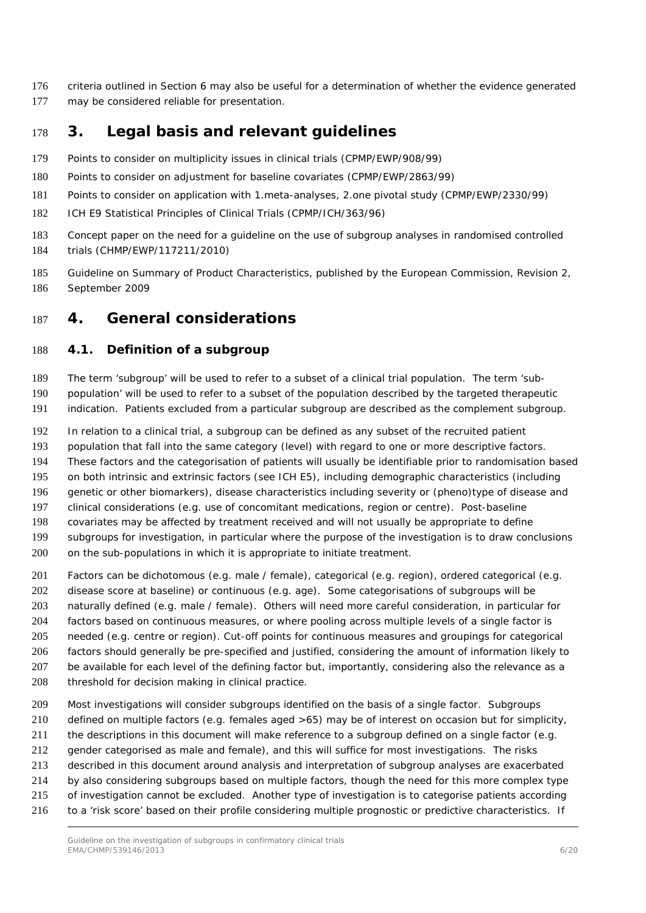criteria outlined in Section 6 may also be useful for a determination of whether the evidence generated may be considered reliable for presentation.

# 3. Legal basis and relevant guidelines

Points to consider on multiplicity issues in clinical trials (CPMP/EWP/908/99)

Points to consider on adjustment for baseline covariates (CPMP/EWP/2863/99)

Points to consider on application with 1.meta-analyses, 2.one pivotal study (CPMP/EWP/2330/99)

ICH E9 Statistical Principles of Clinical Trials (CPMP/ICH/363/96)

Concept paper on the need for a guideline on the use of subgroup analyses in randomised controlled trials (CHMP/EWP/117211/2010)

Guideline on Summary of Product Characteristics, published by the European Commission, Revision 2, September 2009

# 4. General considerations

## 4.1. Definition of a subgroup

The term 'subgroup' will be used to refer to a subset of a clinical trial population. The term 'sub-population' will be used to refer to a subset of the population described by the targeted therapeutic indication. Patients excluded from a particular subgroup are described as the complement subgroup.

In relation to a clinical trial, a subgroup can be defined as any subset of the recruited patient population that fall into the same category (level) with regard to one or more descriptive factors. These factors and the categorisation of patients will usually be identifiable prior to randomisation based on both intrinsic and extrinsic factors (see ICH E5), including demographic characteristics (including genetic or other biomarkers), disease characteristics including severity or (pheno)type of disease and clinical considerations (e.g. use of concomitant medications, region or centre). Post-baseline covariates may be affected by treatment received and will not usually be appropriate to define subgroups for investigation, in particular where the purpose of the investigation is to draw conclusions on the sub-populations in which it is appropriate to initiate treatment.

Factors can be dichotomous (e.g. male / female), categorical (e.g. region), ordered categorical (e.g. disease score at baseline) or continuous (e.g. age). Some categorisations of subgroups will be naturally defined (e.g. male / female). Others will need more careful consideration, in particular for factors based on continuous measures, or where pooling across multiple levels of a single factor is needed (e.g. centre or region). Cut-off points for continuous measures and groupings for categorical factors should generally be pre-specified and justified, considering the amount of information likely to be available for each level of the defining factor but, importantly, considering also the relevance as a threshold for decision making in clinical practice.

Most investigations will consider subgroups identified on the basis of a single factor. Subgroups defined on multiple factors (e.g. females aged >65) may be of interest on occasion but for simplicity, the descriptions in this document will make reference to a subgroup defined on a single factor (e.g. gender categorised as male and female), and this will suffice for most investigations. The risks described in this document around analysis and interpretation of subgroup analyses are exacerbated by also considering subgroups based on multiple factors, though the need for this more complex type of investigation cannot be excluded. Another type of investigation is to categorise patients according to a 'risk score' based on their profile considering multiple prognostic or predictive characteristics. If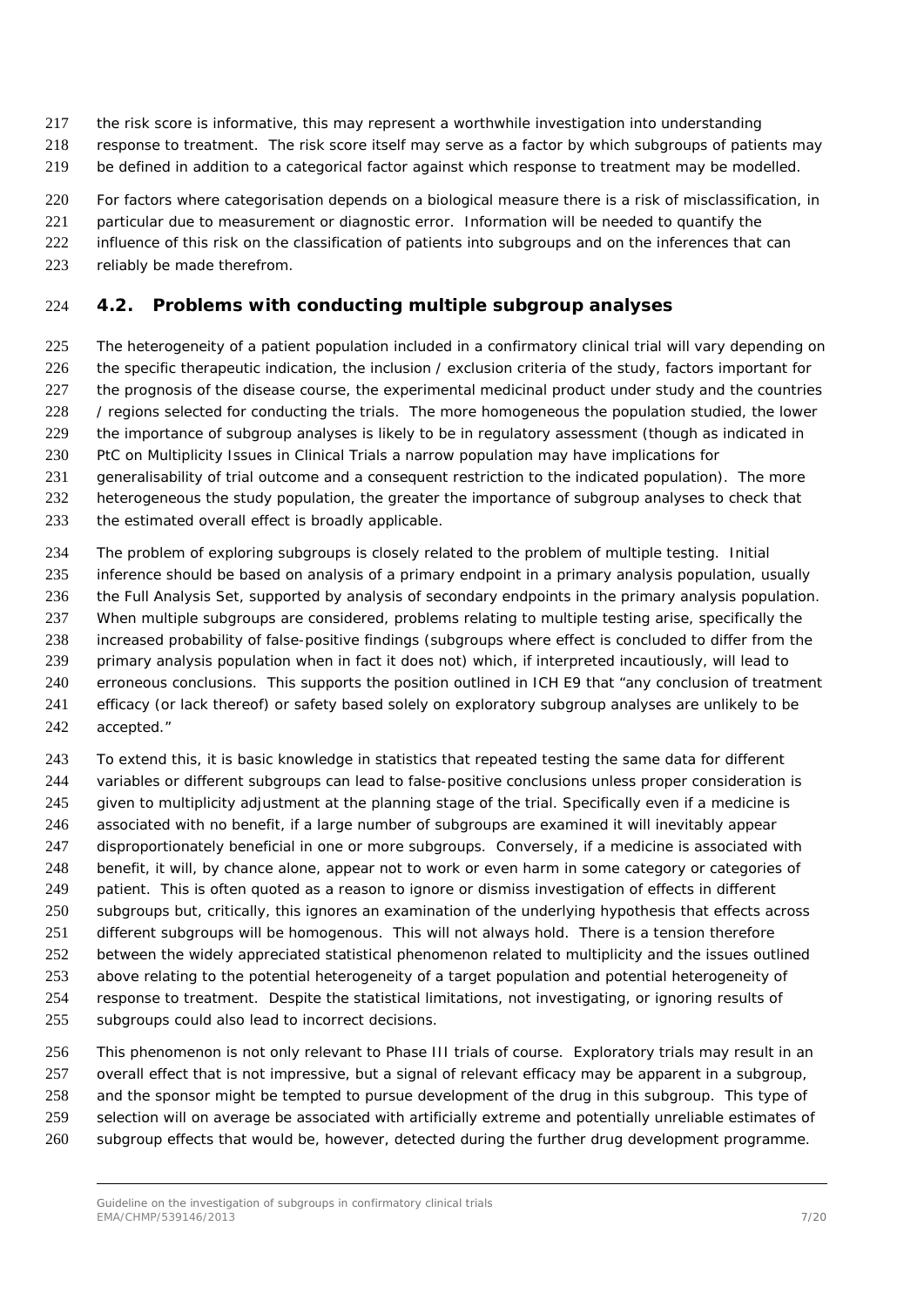the risk score is informative, this may represent a worthwhile investigation into understanding response to treatment. The risk score itself may serve as a factor by which subgroups of patients may be defined in addition to a categorical factor against which response to treatment may be modelled.

For factors where categorisation depends on a biological measure there is a risk of misclassification, in particular due to measurement or diagnostic error. Information will be needed to quantify the influence of this risk on the classification of patients into subgroups and on the inferences that can reliably be made therefrom.

## 4.2. Problems with conducting multiple subgroup analyses

The heterogeneity of a patient population included in a confirmatory clinical trial will vary depending on the specific therapeutic indication, the inclusion / exclusion criteria of the study, factors important for the prognosis of the disease course, the experimental medicinal product under study and the countries / regions selected for conducting the trials. The more homogeneous the population studied, the lower the importance of subgroup analyses is likely to be in regulatory assessment (though as indicated in PtC on Multiplicity Issues in Clinical Trials a narrow population may have implications for generalisability of trial outcome and a consequent restriction to the indicated population). The more heterogeneous the study population, the greater the importance of subgroup analyses to check that the estimated overall effect is broadly applicable.

The problem of exploring subgroups is closely related to the problem of multiple testing. Initial inference should be based on analysis of a primary endpoint in a primary analysis population, usually the Full Analysis Set, supported by analysis of secondary endpoints in the primary analysis population. When multiple subgroups are considered, problems relating to multiple testing arise, specifically the increased probability of false-positive findings (subgroups where effect is concluded to differ from the primary analysis population when in fact it does not) which, if interpreted incautiously, will lead to erroneous conclusions. This supports the position outlined in ICH E9 that "any conclusion of treatment efficacy (or lack thereof) or safety based solely on exploratory subgroup analyses are unlikely to be accepted."

To extend this, it is basic knowledge in statistics that repeated testing the same data for different variables or different subgroups can lead to false-positive conclusions unless proper consideration is given to multiplicity adjustment at the planning stage of the trial. Specifically even if a medicine is associated with no benefit, if a large number of subgroups are examined it will inevitably appear disproportionately beneficial in one or more subgroups. Conversely, if a medicine is associated with benefit, it will, by chance alone, appear not to work or even harm in some category or categories of patient. This is often quoted as a reason to ignore or dismiss investigation of effects in different subgroups but, critically, this ignores an examination of the underlying hypothesis that effects across different subgroups will be homogenous. This will not always hold. There is a tension therefore between the widely appreciated statistical phenomenon related to multiplicity and the issues outlined above relating to the potential heterogeneity of a target population and potential heterogeneity of response to treatment. Despite the statistical limitations, not investigating, or ignoring results of subgroups could also lead to incorrect decisions.

This phenomenon is not only relevant to Phase III trials of course. Exploratory trials may result in an overall effect that is not impressive, but a signal of relevant efficacy may be apparent in a subgroup, and the sponsor might be tempted to pursue development of the drug in this subgroup. This type of selection will on average be associated with artificially extreme and potentially unreliable estimates of subgroup effects that would be, however, detected during the further drug development programme.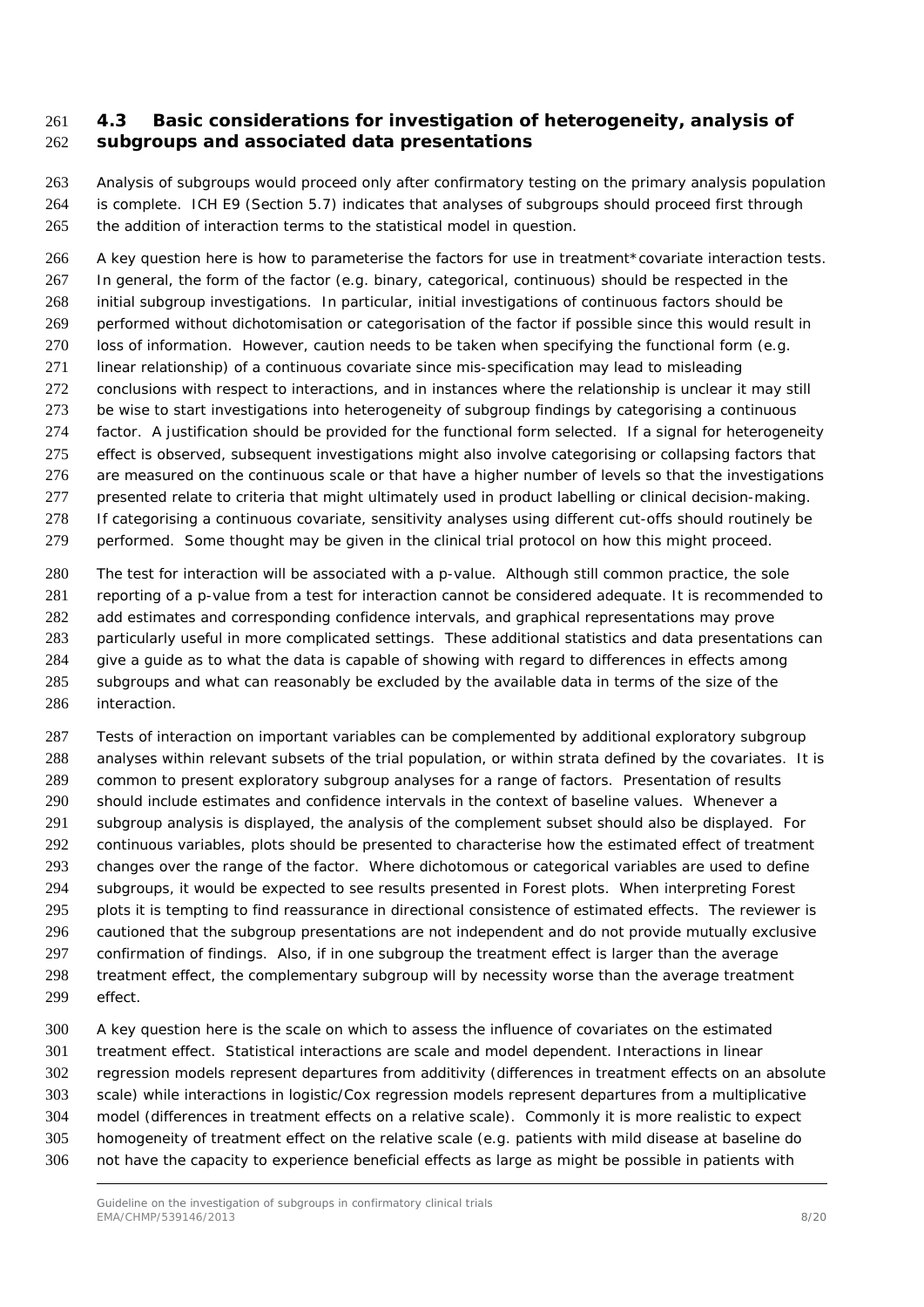### 4.3 Basic considerations for investigation of heterogeneity, analysis of subgroups and associated data presentations

Analysis of subgroups would proceed only after confirmatory testing on the primary analysis population is complete. ICH E9 (Section 5.7) indicates that analyses of subgroups should proceed first through the addition of interaction terms to the statistical model in question.

A key question here is how to parameterise the factors for use in treatment*covariate interaction tests. In general, the form of the factor (e.g. binary, categorical, continuous) should be respected in the initial subgroup investigations. In particular, initial investigations of continuous factors should be performed without dichotomisation or categorisation of the factor if possible since this would result in loss of information. However, caution needs to be taken when specifying the functional form (e.g. linear relationship) of a continuous covariate since mis-specification may lead to misleading conclusions with respect to interactions, and in instances where the relationship is unclear it may still be wise to start investigations into heterogeneity of subgroup findings by categorising a continuous factor. A justification should be provided for the functional form selected. If a signal for heterogeneity effect is observed, subsequent investigations might also involve categorising or collapsing factors that are measured on the continuous scale or that have a higher number of levels so that the investigations presented relate to criteria that might ultimately used in product labelling or clinical decision-making. If categorising a continuous covariate, sensitivity analyses using different cut-offs should routinely be performed. Some thought may be given in the clinical trial protocol on how this might proceed.

The test for interaction will be associated with a p-value. Although still common practice, the sole reporting of a p-value from a test for interaction cannot be considered adequate. It is recommended to add estimates and corresponding confidence intervals, and graphical representations may prove particularly useful in more complicated settings. These additional statistics and data presentations can give a guide as to what the data is capable of showing with regard to differences in effects among subgroups and what can reasonably be excluded by the available data in terms of the size of the interaction.

Tests of interaction on important variables can be complemented by additional exploratory subgroup analyses within relevant subsets of the trial population, or within strata defined by the covariates. It is common to present exploratory subgroup analyses for a range of factors. Presentation of results should include estimates and confidence intervals in the context of baseline values. Whenever a subgroup analysis is displayed, the analysis of the complement subset should also be displayed. For continuous variables, plots should be presented to characterise how the estimated effect of treatment changes over the range of the factor. Where dichotomous or categorical variables are used to define subgroups, it would be expected to see results presented in Forest plots. When interpreting Forest plots it is tempting to find reassurance in directional consistence of estimated effects. The reviewer is cautioned that the subgroup presentations are not independent and do not provide mutually exclusive confirmation of findings. Also, if in one subgroup the treatment effect is larger than the average treatment effect, the complementary subgroup will by necessity worse than the average treatment effect.

A key question here is the scale on which to assess the influence of covariates on the estimated treatment effect. Statistical interactions are scale and model dependent. Interactions in linear regression models represent departures from additivity (differences in treatment effects on an absolute scale) while interactions in logistic/Cox regression models represent departures from a multiplicative model (differences in treatment effects on a relative scale). Commonly it is more realistic to expect homogeneity of treatment effect on the relative scale (e.g. patients with mild disease at baseline do not have the capacity to experience beneficial effects as large as might be possible in patients with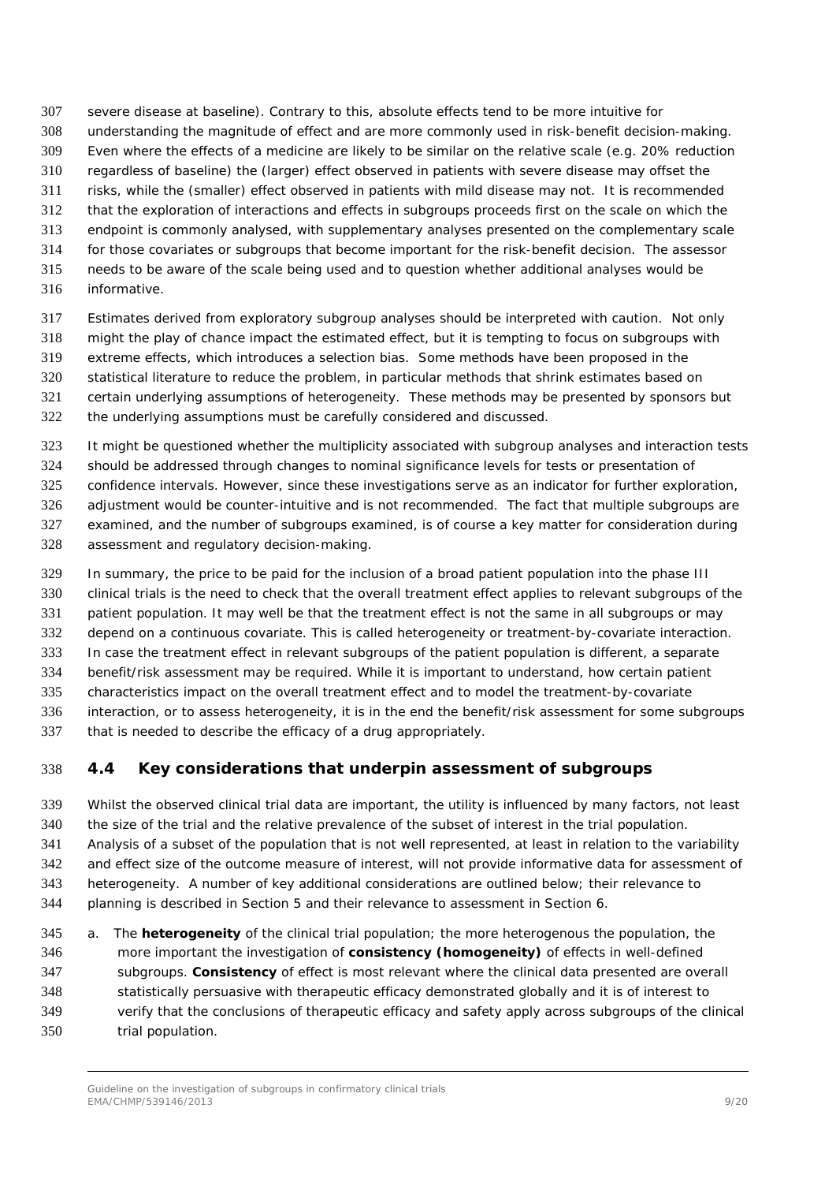severe disease at baseline). Contrary to this, absolute effects tend to be more intuitive for understanding the magnitude of effect and are more commonly used in risk-benefit decision-making. Even where the effects of a medicine are likely to be similar on the relative scale (e.g. 20% reduction regardless of baseline) the (larger) effect observed in patients with severe disease may offset the risks, while the (smaller) effect observed in patients with mild disease may not. It is recommended that the exploration of interactions and effects in subgroups proceeds first on the scale on which the endpoint is commonly analysed, with supplementary analyses presented on the complementary scale for those covariates or subgroups that become important for the risk-benefit decision. The assessor needs to be aware of the scale being used and to question whether additional analyses would be informative.

Estimates derived from exploratory subgroup analyses should be interpreted with caution. Not only might the play of chance impact the estimated effect, but it is tempting to focus on subgroups with extreme effects, which introduces a selection bias. Some methods have been proposed in the statistical literature to reduce the problem, in particular methods that shrink estimates based on certain underlying assumptions of heterogeneity. These methods may be presented by sponsors but the underlying assumptions must be carefully considered and discussed.

It might be questioned whether the multiplicity associated with subgroup analyses and interaction tests should be addressed through changes to nominal significance levels for tests or presentation of confidence intervals. However, since these investigations serve as an indicator for further exploration, adjustment would be counter-intuitive and is not recommended. The fact that multiple subgroups are examined, and the number of subgroups examined, is of course a key matter for consideration during assessment and regulatory decision-making.

In summary, the price to be paid for the inclusion of a broad patient population into the phase III clinical trials is the need to check that the overall treatment effect applies to relevant subgroups of the patient population. It may well be that the treatment effect is not the same in all subgroups or may depend on a continuous covariate. This is called heterogeneity or treatment-by-covariate interaction. In case the treatment effect in relevant subgroups of the patient population is different, a separate benefit/risk assessment may be required. While it is important to understand, how certain patient characteristics impact on the overall treatment effect and to model the treatment-by-covariate interaction, or to assess heterogeneity, it is in the end the benefit/risk assessment for some subgroups that is needed to describe the efficacy of a drug appropriately.

## 4.4 Key considerations that underpin assessment of subgroups

Whilst the observed clinical trial data are important, the utility is influenced by many factors, not least the size of the trial and the relative prevalence of the subset of interest in the trial population. Analysis of a subset of the population that is not well represented, at least in relation to the variability and effect size of the outcome measure of interest, will not provide informative data for assessment of heterogeneity. A number of key additional considerations are outlined below; their relevance to planning is described in Section 5 and their relevance to assessment in Section 6.

a. The **heterogeneity** of the clinical trial population; the more heterogenous the population, the more important the investigation of **consistency (homogeneity)** of effects in well-defined subgroups. **Consistency** of effect is most relevant where the clinical data presented are overall statistically persuasive with therapeutic efficacy demonstrated globally and it is of interest to verify that the conclusions of therapeutic efficacy and safety apply across subgroups of the clinical trial population.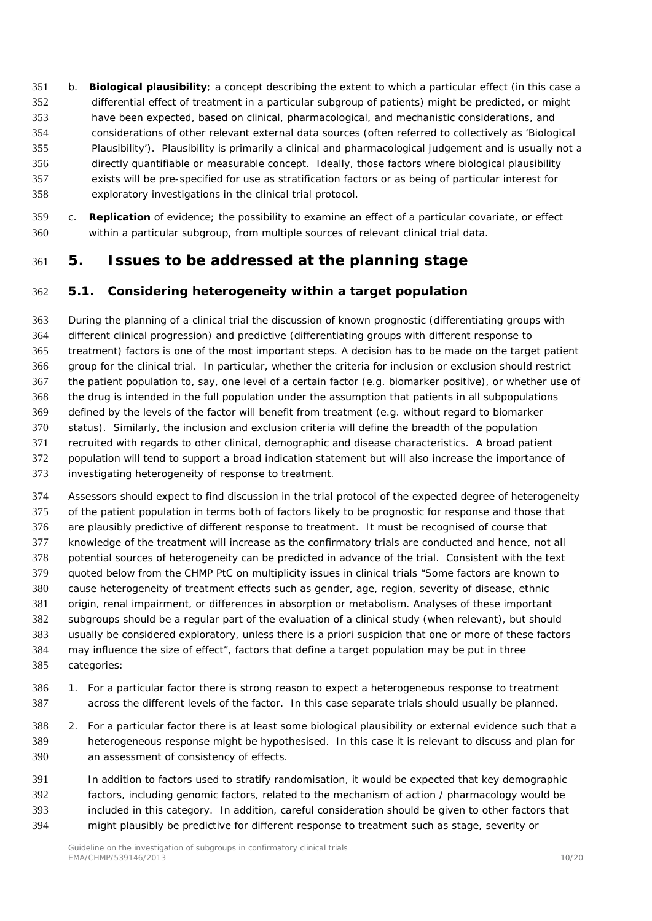b. **Biological plausibility**; a concept describing the extent to which a particular effect (in this case a differential effect of treatment in a particular subgroup of patients) might be predicted, or might have been expected, based on clinical, pharmacological, and mechanistic considerations, and considerations of other relevant external data sources (often referred to collectively as 'Biological Plausibility'). Plausibility is primarily a clinical and pharmacological judgement and is usually not a directly quantifiable or measurable concept. Ideally, those factors where biological plausibility exists will be pre-specified for use as stratification factors or as being of particular interest for exploratory investigations in the clinical trial protocol.

c. **Replication** of evidence; the possibility to examine an effect of a particular covariate, or effect within a particular subgroup, from multiple sources of relevant clinical trial data.

# 5. Issues to be addressed at the planning stage

## 5.1. Considering heterogeneity within a target population

During the planning of a clinical trial the discussion of known prognostic (differentiating groups with different clinical progression) and predictive (differentiating groups with different response to treatment) factors is one of the most important steps. A decision has to be made on the target patient group for the clinical trial. In particular, whether the criteria for inclusion or exclusion should restrict the patient population to, say, one level of a certain factor (e.g. biomarker positive), or whether use of the drug is intended in the full population under the assumption that patients in all subpopulations defined by the levels of the factor will benefit from treatment (e.g. without regard to biomarker status). Similarly, the inclusion and exclusion criteria will define the breadth of the population recruited with regards to other clinical, demographic and disease characteristics. A broad patient population will tend to support a broad indication statement but will also increase the importance of investigating heterogeneity of response to treatment.

Assessors should expect to find discussion in the trial protocol of the expected degree of heterogeneity of the patient population in terms both of factors likely to be prognostic for response and those that are plausibly predictive of different response to treatment. It must be recognised of course that knowledge of the treatment will increase as the confirmatory trials are conducted and hence, not all potential sources of heterogeneity can be predicted in advance of the trial. Consistent with the text quoted below from the CHMP PtC on multiplicity issues in clinical trials "Some factors are known to cause heterogeneity of treatment effects such as gender, age, region, severity of disease, ethnic origin, renal impairment, or differences in absorption or metabolism. Analyses of these important subgroups should be a regular part of the evaluation of a clinical study (when relevant), but should usually be considered exploratory, unless there is a priori suspicion that one or more of these factors may influence the size of effect", factors that define a target population may be put in three categories:

1. For a particular factor there is strong reason to expect a heterogeneous response to treatment across the different levels of the factor. In this case separate trials should usually be planned.

2. For a particular factor there is at least some biological plausibility or external evidence such that a heterogeneous response might be hypothesised. In this case it is relevant to discuss and plan for an assessment of consistency of effects.

   In addition to factors used to stratify randomisation, it would be expected that key demographic factors, including genomic factors, related to the mechanism of action / pharmacology would be included in this category. In addition, careful consideration should be given to other factors that might plausibly be predictive for different response to treatment such as stage, severity or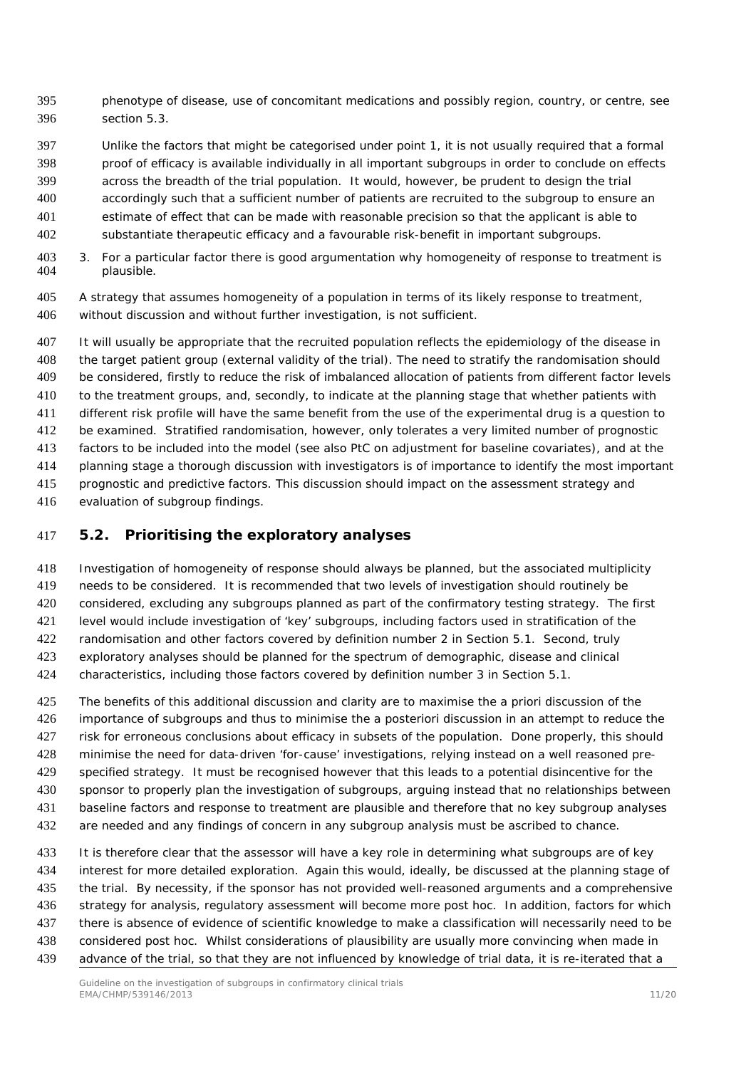phenotype of disease, use of concomitant medications and possibly region, country, or centre, see section 5.3.

Unlike the factors that might be categorised under point 1, it is not usually required that a formal proof of efficacy is available individually in all important subgroups in order to conclude on effects across the breadth of the trial population. It would, however, be prudent to design the trial accordingly such that a sufficient number of patients are recruited to the subgroup to ensure an estimate of effect that can be made with reasonable precision so that the applicant is able to substantiate therapeutic efficacy and a favourable risk-benefit in important subgroups.

3. For a particular factor there is good argumentation why homogeneity of response to treatment is plausible.

A strategy that assumes homogeneity of a population in terms of its likely response to treatment, without discussion and without further investigation, is not sufficient.

It will usually be appropriate that the recruited population reflects the epidemiology of the disease in the target patient group (external validity of the trial). The need to stratify the randomisation should be considered, firstly to reduce the risk of imbalanced allocation of patients from different factor levels to the treatment groups, and, secondly, to indicate at the planning stage that whether patients with different risk profile will have the same benefit from the use of the experimental drug is a question to be examined. Stratified randomisation, however, only tolerates a very limited number of prognostic factors to be included into the model (see also PtC on adjustment for baseline covariates), and at the planning stage a thorough discussion with investigators is of importance to identify the most important prognostic and predictive factors. This discussion should impact on the assessment strategy and evaluation of subgroup findings.

## 5.2. Prioritising the exploratory analyses

Investigation of homogeneity of response should always be planned, but the associated multiplicity needs to be considered. It is recommended that two levels of investigation should routinely be considered, excluding any subgroups planned as part of the confirmatory testing strategy. The first level would include investigation of 'key' subgroups, including factors used in stratification of the randomisation and other factors covered by definition number 2 in Section 5.1. Second, truly exploratory analyses should be planned for the spectrum of demographic, disease and clinical characteristics, including those factors covered by definition number 3 in Section 5.1.

The benefits of this additional discussion and clarity are to maximise the a priori discussion of the importance of subgroups and thus to minimise the a posteriori discussion in an attempt to reduce the risk for erroneous conclusions about efficacy in subsets of the population. Done properly, this should minimise the need for data-driven 'for-cause' investigations, relying instead on a well reasoned pre-specified strategy. It must be recognised however that this leads to a potential disincentive for the sponsor to properly plan the investigation of subgroups, arguing instead that no relationships between baseline factors and response to treatment are plausible and therefore that no key subgroup analyses are needed and any findings of concern in any subgroup analysis must be ascribed to chance.

It is therefore clear that the assessor will have a key role in determining what subgroups are of key interest for more detailed exploration. Again this would, ideally, be discussed at the planning stage of the trial. By necessity, if the sponsor has not provided well-reasoned arguments and a comprehensive strategy for analysis, regulatory assessment will become more post hoc. In addition, factors for which there is absence of evidence of scientific knowledge to make a classification will necessarily need to be considered post hoc. Whilst considerations of plausibility are usually more convincing when made in advance of the trial, so that they are not influenced by knowledge of trial data, it is re-iterated that a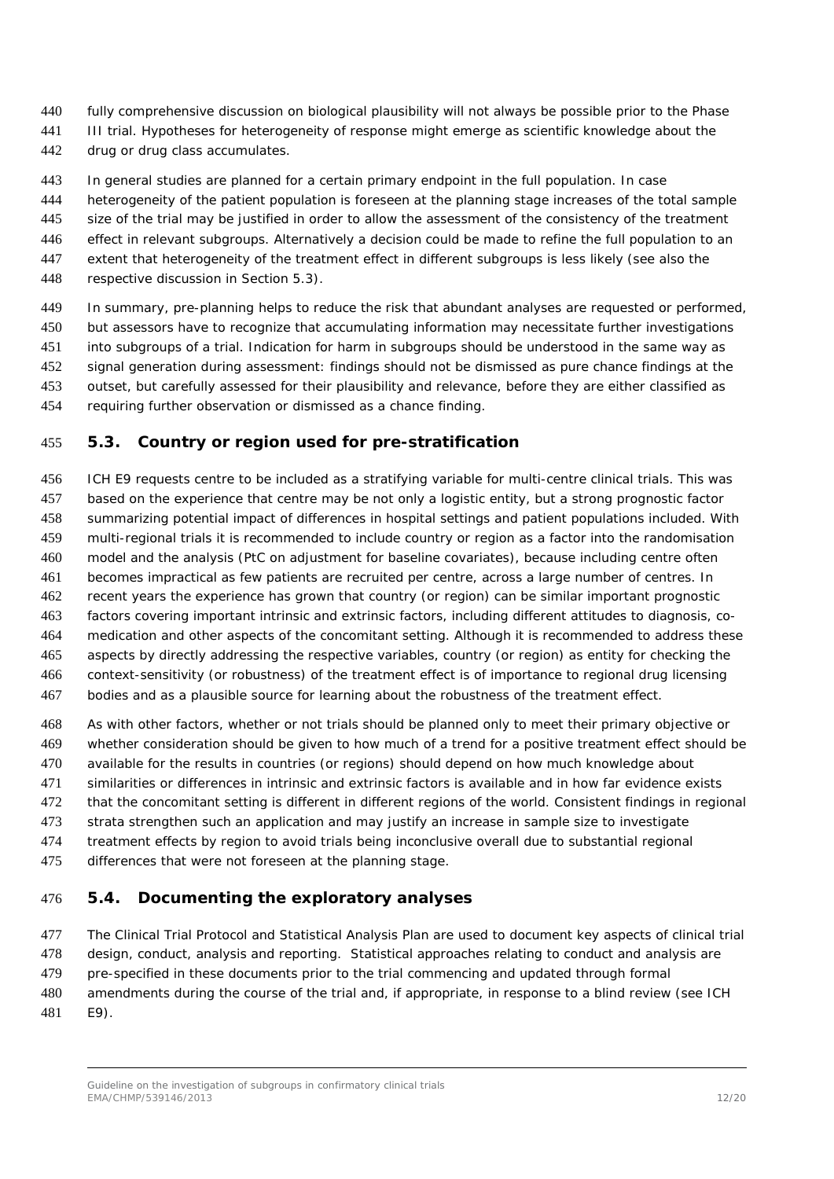fully comprehensive discussion on biological plausibility will not always be possible prior to the Phase III trial. Hypotheses for heterogeneity of response might emerge as scientific knowledge about the drug or drug class accumulates.

In general studies are planned for a certain primary endpoint in the full population. In case heterogeneity of the patient population is foreseen at the planning stage increases of the total sample size of the trial may be justified in order to allow the assessment of the consistency of the treatment effect in relevant subgroups. Alternatively a decision could be made to refine the full population to an extent that heterogeneity of the treatment effect in different subgroups is less likely (see also the respective discussion in Section 5.3).

In summary, pre-planning helps to reduce the risk that abundant analyses are requested or performed, but assessors have to recognize that accumulating information may necessitate further investigations into subgroups of a trial. Indication for harm in subgroups should be understood in the same way as signal generation during assessment: findings should not be dismissed as pure chance findings at the outset, but carefully assessed for their plausibility and relevance, before they are either classified as requiring further observation or dismissed as a chance finding.

## 5.3. Country or region used for pre-stratification

ICH E9 requests centre to be included as a stratifying variable for multi-centre clinical trials. This was based on the experience that centre may be not only a logistic entity, but a strong prognostic factor summarizing potential impact of differences in hospital settings and patient populations included. With multi-regional trials it is recommended to include country or region as a factor into the randomisation model and the analysis (PtC on adjustment for baseline covariates), because including centre often becomes impractical as few patients are recruited per centre, across a large number of centres. In recent years the experience has grown that country (or region) can be similar important prognostic factors covering important intrinsic and extrinsic factors, including different attitudes to diagnosis, co-medication and other aspects of the concomitant setting. Although it is recommended to address these aspects by directly addressing the respective variables, country (or region) as entity for checking the context-sensitivity (or robustness) of the treatment effect is of importance to regional drug licensing bodies and as a plausible source for learning about the robustness of the treatment effect.

As with other factors, whether or not trials should be planned only to meet their primary objective or whether consideration should be given to how much of a trend for a positive treatment effect should be available for the results in countries (or regions) should depend on how much knowledge about similarities or differences in intrinsic and extrinsic factors is available and in how far evidence exists that the concomitant setting is different in different regions of the world. Consistent findings in regional strata strengthen such an application and may justify an increase in sample size to investigate treatment effects by region to avoid trials being inconclusive overall due to substantial regional differences that were not foreseen at the planning stage.

## 5.4. Documenting the exploratory analyses

The Clinical Trial Protocol and Statistical Analysis Plan are used to document key aspects of clinical trial design, conduct, analysis and reporting. Statistical approaches relating to conduct and analysis are pre-specified in these documents prior to the trial commencing and updated through formal amendments during the course of the trial and, if appropriate, in response to a blind review (see ICH E9).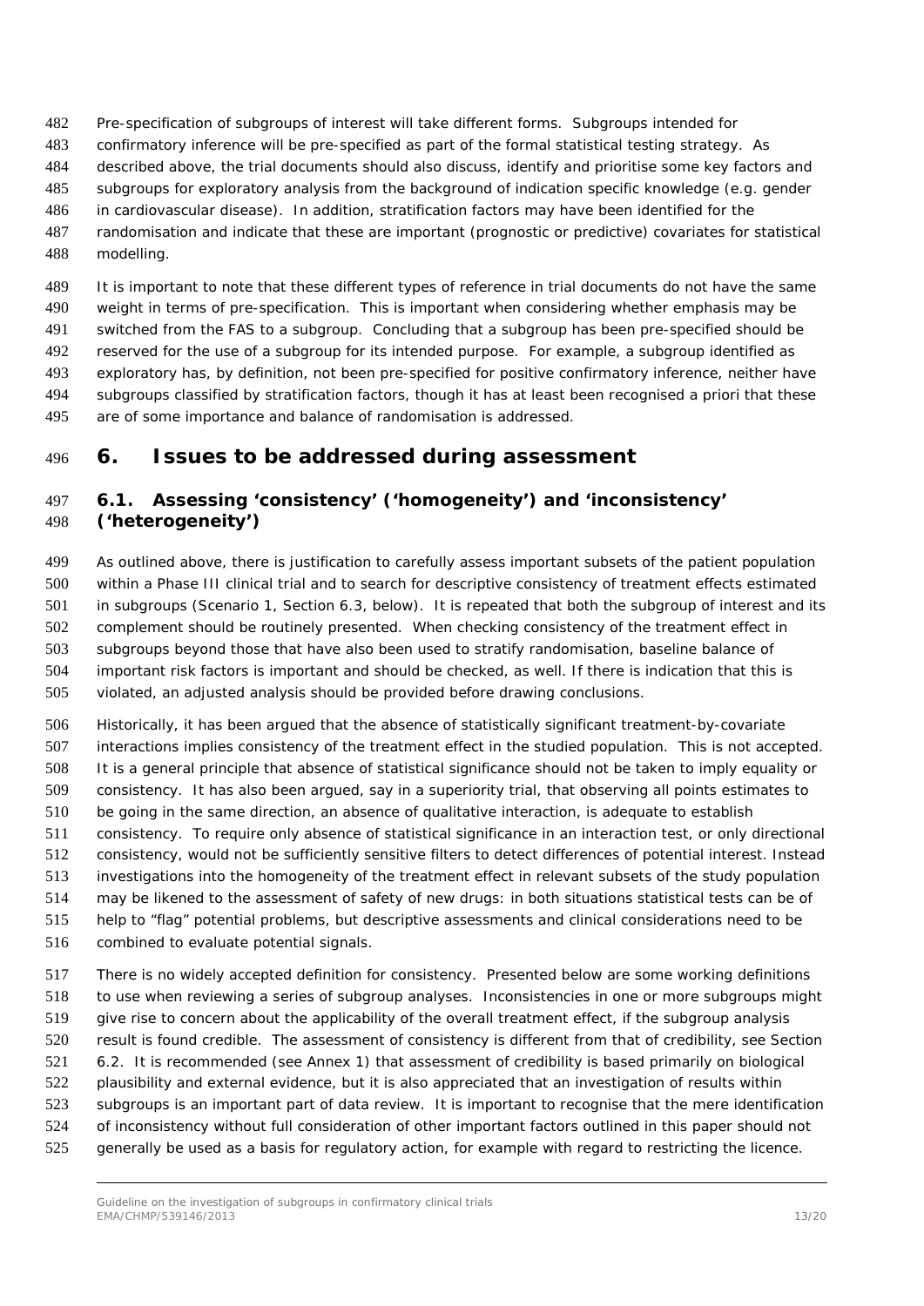Pre-specification of subgroups of interest will take different forms. Subgroups intended for confirmatory inference will be pre-specified as part of the formal statistical testing strategy. As described above, the trial documents should also discuss, identify and prioritise some key factors and subgroups for exploratory analysis from the background of indication specific knowledge (e.g. gender in cardiovascular disease). In addition, stratification factors may have been identified for the randomisation and indicate that these are important (prognostic or predictive) covariates for statistical modelling.

It is important to note that these different types of reference in trial documents do not have the same weight in terms of pre-specification. This is important when considering whether emphasis may be switched from the FAS to a subgroup. Concluding that a subgroup has been pre-specified should be reserved for the use of a subgroup for its intended purpose. For example, a subgroup identified as exploratory has, by definition, not been pre-specified for positive confirmatory inference, neither have subgroups classified by stratification factors, though it has at least been recognised a priori that these are of some importance and balance of randomisation is addressed.

# 6. Issues to be addressed during assessment

## 6.1. Assessing 'consistency' ('homogeneity') and 'inconsistency' ('heterogeneity')

As outlined above, there is justification to carefully assess important subsets of the patient population within a Phase III clinical trial and to search for descriptive consistency of treatment effects estimated in subgroups (Scenario 1, Section 6.3, below). It is repeated that both the subgroup of interest and its complement should be routinely presented. When checking consistency of the treatment effect in subgroups beyond those that have also been used to stratify randomisation, baseline balance of important risk factors is important and should be checked, as well. If there is indication that this is violated, an adjusted analysis should be provided before drawing conclusions.

Historically, it has been argued that the absence of statistically significant treatment-by-covariate interactions implies consistency of the treatment effect in the studied population. This is not accepted. It is a general principle that absence of statistical significance should not be taken to imply equality or consistency. It has also been argued, say in a superiority trial, that observing all points estimates to be going in the same direction, an absence of qualitative interaction, is adequate to establish consistency. To require only absence of statistical significance in an interaction test, or only directional consistency, would not be sufficiently sensitive filters to detect differences of potential interest. Instead investigations into the homogeneity of the treatment effect in relevant subsets of the study population may be likened to the assessment of safety of new drugs: in both situations statistical tests can be of help to "flag" potential problems, but descriptive assessments and clinical considerations need to be combined to evaluate potential signals.

There is no widely accepted definition for consistency. Presented below are some working definitions to use when reviewing a series of subgroup analyses. Inconsistencies in one or more subgroups might give rise to concern about the applicability of the overall treatment effect, if the subgroup analysis result is found credible. The assessment of consistency is different from that of credibility, see Section 6.2. It is recommended (see Annex 1) that assessment of credibility is based primarily on biological plausibility and external evidence, but it is also appreciated that an investigation of results within subgroups is an important part of data review. It is important to recognise that the mere identification of inconsistency without full consideration of other important factors outlined in this paper should not generally be used as a basis for regulatory action, for example with regard to restricting the licence.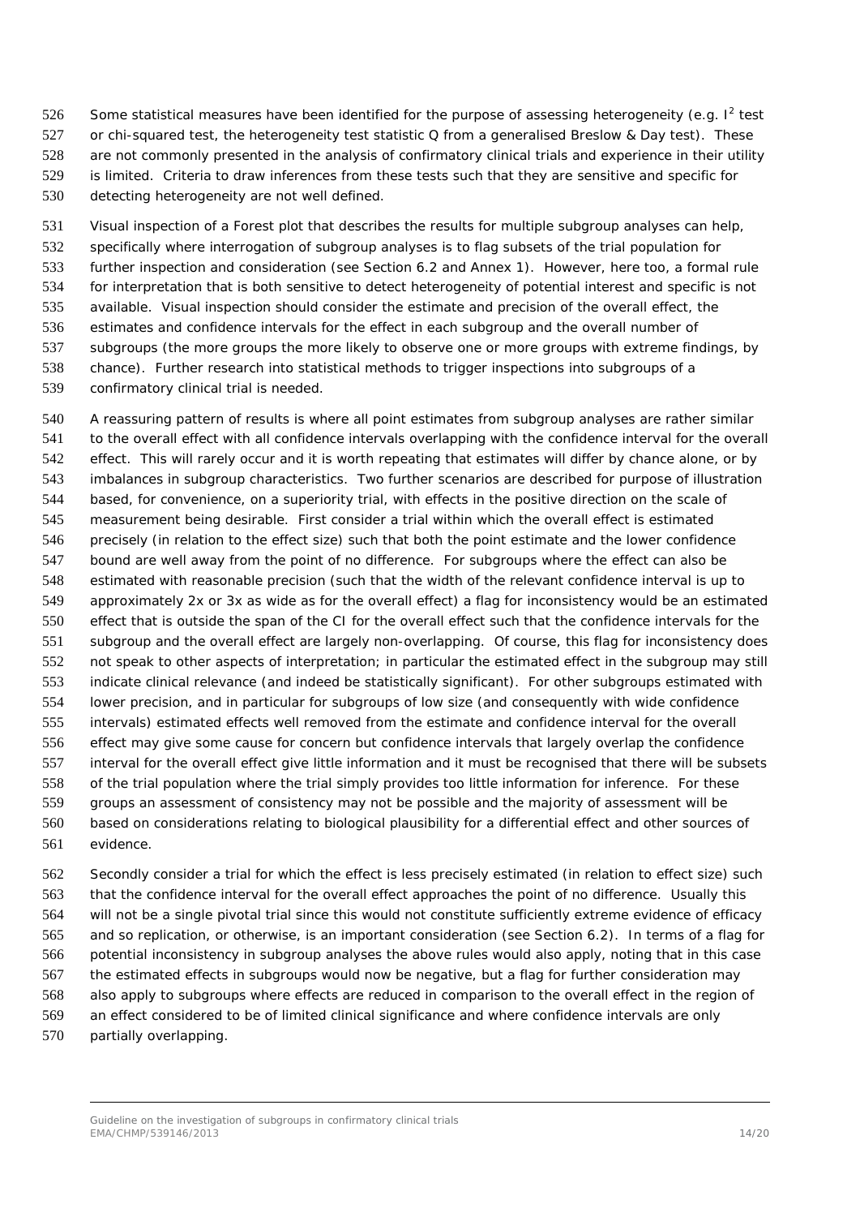Some statistical measures have been identified for the purpose of assessing heterogeneity (e.g. $I^2$ test or chi-squared test, the heterogeneity test statistic Q from a generalised Breslow & Day test). These are not commonly presented in the analysis of confirmatory clinical trials and experience in their utility is limited. Criteria to draw inferences from these tests such that they are sensitive and specific for detecting heterogeneity are not well defined.

Visual inspection of a Forest plot that describes the results for multiple subgroup analyses can help, specifically where interrogation of subgroup analyses is to flag subsets of the trial population for further inspection and consideration (see Section 6.2 and Annex 1). However, here too, a formal rule for interpretation that is both sensitive to detect heterogeneity of potential interest and specific is not available. Visual inspection should consider the estimate and precision of the overall effect, the estimates and confidence intervals for the effect in each subgroup and the overall number of subgroups (the more groups the more likely to observe one or more groups with extreme findings, by chance). Further research into statistical methods to trigger inspections into subgroups of a confirmatory clinical trial is needed.

A reassuring pattern of results is where all point estimates from subgroup analyses are rather similar to the overall effect with all confidence intervals overlapping with the confidence interval for the overall effect. This will rarely occur and it is worth repeating that estimates will differ by chance alone, or by imbalances in subgroup characteristics. Two further scenarios are described for purpose of illustration based, for convenience, on a superiority trial, with effects in the positive direction on the scale of measurement being desirable. First consider a trial within which the overall effect is estimated precisely (in relation to the effect size) such that both the point estimate and the lower confidence bound are well away from the point of no difference. For subgroups where the effect can also be estimated with reasonable precision (such that the width of the relevant confidence interval is up to approximately 2x or 3x as wide as for the overall effect) a flag for inconsistency would be an estimated effect that is outside the span of the CI for the overall effect such that the confidence intervals for the subgroup and the overall effect are largely non-overlapping. Of course, this flag for inconsistency does not speak to other aspects of interpretation; in particular the estimated effect in the subgroup may still indicate clinical relevance (and indeed be statistically significant). For other subgroups estimated with lower precision, and in particular for subgroups of low size (and consequently with wide confidence intervals) estimated effects well removed from the estimate and confidence interval for the overall effect may give some cause for concern but confidence intervals that largely overlap the confidence interval for the overall effect give little information and it must be recognised that there will be subsets of the trial population where the trial simply provides too little information for inference. For these groups an assessment of consistency may not be possible and the majority of assessment will be based on considerations relating to biological plausibility for a differential effect and other sources of evidence.

Secondly consider a trial for which the effect is less precisely estimated (in relation to effect size) such that the confidence interval for the overall effect approaches the point of no difference. Usually this will not be a single pivotal trial since this would not constitute sufficiently extreme evidence of efficacy and so replication, or otherwise, is an important consideration (see Section 6.2). In terms of a flag for potential inconsistency in subgroup analyses the above rules would also apply, noting that in this case the estimated effects in subgroups would now be negative, but a flag for further consideration may also apply to subgroups where effects are reduced in comparison to the overall effect in the region of an effect considered to be of limited clinical significance and where confidence intervals are only partially overlapping.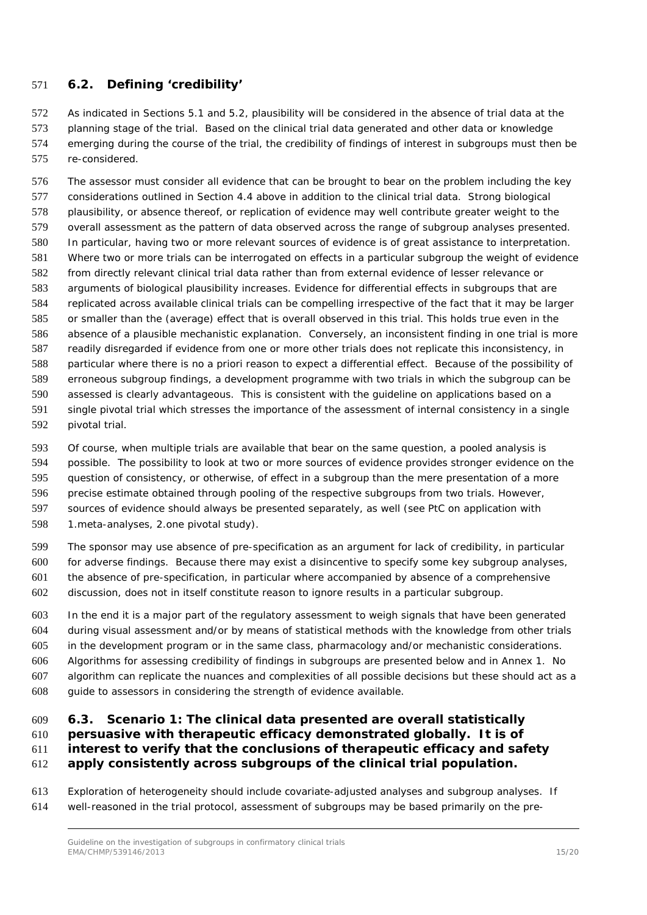## 6.2. Defining 'credibility'

As indicated in Sections 5.1 and 5.2, plausibility will be considered in the absence of trial data at the planning stage of the trial. Based on the clinical trial data generated and other data or knowledge emerging during the course of the trial, the credibility of findings of interest in subgroups must then be re-considered.

The assessor must consider all evidence that can be brought to bear on the problem including the key considerations outlined in Section 4.4 above in addition to the clinical trial data. Strong biological plausibility, or absence thereof, or replication of evidence may well contribute greater weight to the overall assessment as the pattern of data observed across the range of subgroup analyses presented. In particular, having two or more relevant sources of evidence is of great assistance to interpretation. Where two or more trials can be interrogated on effects in a particular subgroup the weight of evidence from directly relevant clinical trial data rather than from external evidence of lesser relevance or arguments of biological plausibility increases. Evidence for differential effects in subgroups that are replicated across available clinical trials can be compelling irrespective of the fact that it may be larger or smaller than the (average) effect that is overall observed in this trial. This holds true even in the absence of a plausible mechanistic explanation. Conversely, an inconsistent finding in one trial is more readily disregarded if evidence from one or more other trials does not replicate this inconsistency, in particular where there is no a priori reason to expect a differential effect. Because of the possibility of erroneous subgroup findings, a development programme with two trials in which the subgroup can be assessed is clearly advantageous. This is consistent with the guideline on applications based on a single pivotal trial which stresses the importance of the assessment of internal consistency in a single pivotal trial.

Of course, when multiple trials are available that bear on the same question, a pooled analysis is possible. The possibility to look at two or more sources of evidence provides stronger evidence on the question of consistency, or otherwise, of effect in a subgroup than the mere presentation of a more precise estimate obtained through pooling of the respective subgroups from two trials. However, sources of evidence should always be presented separately, as well (see PtC on application with 1.meta-analyses, 2.one pivotal study).

The sponsor may use absence of pre-specification as an argument for lack of credibility, in particular for adverse findings. Because there may exist a disincentive to specify some key subgroup analyses, the absence of pre-specification, in particular where accompanied by absence of a comprehensive discussion, does not in itself constitute reason to ignore results in a particular subgroup.

In the end it is a major part of the regulatory assessment to weigh signals that have been generated during visual assessment and/or by means of statistical methods with the knowledge from other trials in the development program or in the same class, pharmacology and/or mechanistic considerations. Algorithms for assessing credibility of findings in subgroups are presented below and in Annex 1. No algorithm can replicate the nuances and complexities of all possible decisions but these should act as a guide to assessors in considering the strength of evidence available.

## 6.3. Scenario 1: The clinical data presented are overall statistically persuasive with therapeutic efficacy demonstrated globally. It is of interest to verify that the conclusions of therapeutic efficacy and safety apply consistently across subgroups of the clinical trial population.

Exploration of heterogeneity should include covariate-adjusted analyses and subgroup analyses. If well-reasoned in the trial protocol, assessment of subgroups may be based primarily on the pre-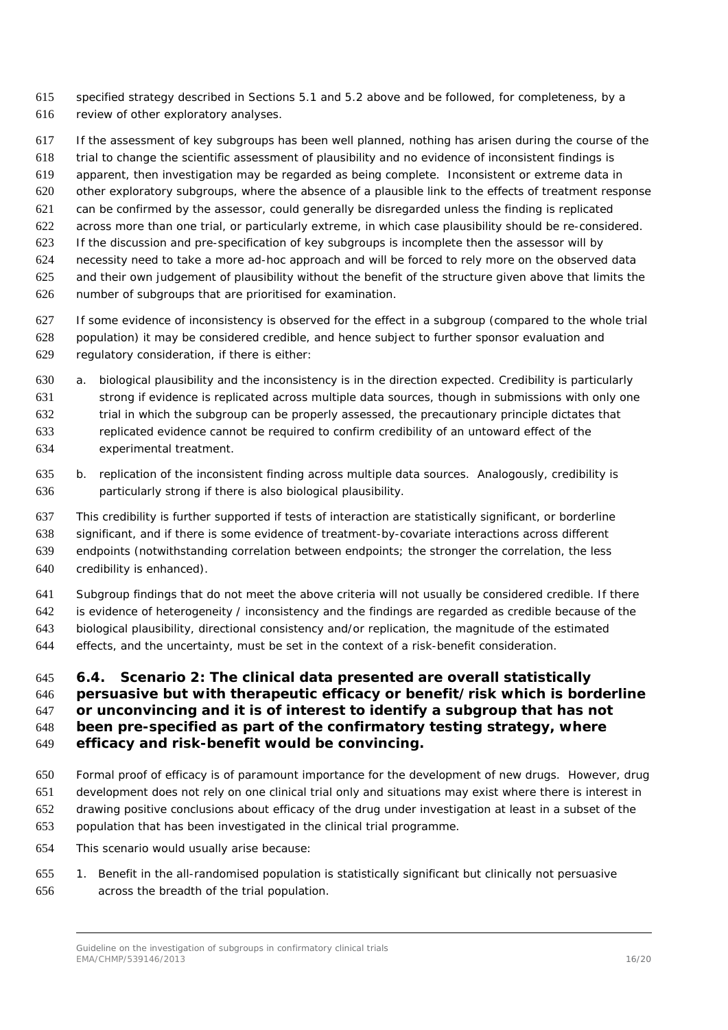specified strategy described in Sections 5.1 and 5.2 above and be followed, for completeness, by a review of other exploratory analyses.

If the assessment of key subgroups has been well planned, nothing has arisen during the course of the trial to change the scientific assessment of plausibility and no evidence of inconsistent findings is apparent, then investigation may be regarded as being complete. Inconsistent or extreme data in other exploratory subgroups, where the absence of a plausible link to the effects of treatment response can be confirmed by the assessor, could generally be disregarded unless the finding is replicated across more than one trial, or particularly extreme, in which case plausibility should be re-considered. If the discussion and pre-specification of key subgroups is incomplete then the assessor will by necessity need to take a more ad-hoc approach and will be forced to rely more on the observed data and their own judgement of plausibility without the benefit of the structure given above that limits the number of subgroups that are prioritised for examination.

If some evidence of inconsistency is observed for the effect in a subgroup (compared to the whole trial population) it may be considered credible, and hence subject to further sponsor evaluation and regulatory consideration, if there is either:

a. biological plausibility and the inconsistency is in the direction expected. Credibility is particularly strong if evidence is replicated across multiple data sources, though in submissions with only one trial in which the subgroup can be properly assessed, the precautionary principle dictates that replicated evidence cannot be required to confirm credibility of an untoward effect of the experimental treatment.

b. replication of the inconsistent finding across multiple data sources. Analogously, credibility is particularly strong if there is also biological plausibility.

This credibility is further supported if tests of interaction are statistically significant, or borderline significant, and if there is some evidence of treatment-by-covariate interactions across different endpoints (notwithstanding correlation between endpoints; the stronger the correlation, the less credibility is enhanced).

Subgroup findings that do not meet the above criteria will not usually be considered credible. If there is evidence of heterogeneity / inconsistency and the findings are regarded as credible because of the biological plausibility, directional consistency and/or replication, the magnitude of the estimated effects, and the uncertainty, must be set in the context of a risk-benefit consideration.

### 6.4. Scenario 2: The clinical data presented are overall statistically persuasive but with therapeutic efficacy or benefit/risk which is borderline or unconvincing and it is of interest to identify a subgroup that has not been pre-specified as part of the confirmatory testing strategy, where efficacy and risk-benefit would be convincing.

Formal proof of efficacy is of paramount importance for the development of new drugs. However, drug development does not rely on one clinical trial only and situations may exist where there is interest in drawing positive conclusions about efficacy of the drug under investigation at least in a subset of the population that has been investigated in the clinical trial programme.

This scenario would usually arise because:

1. Benefit in the all-randomised population is statistically significant but clinically not persuasive across the breadth of the trial population.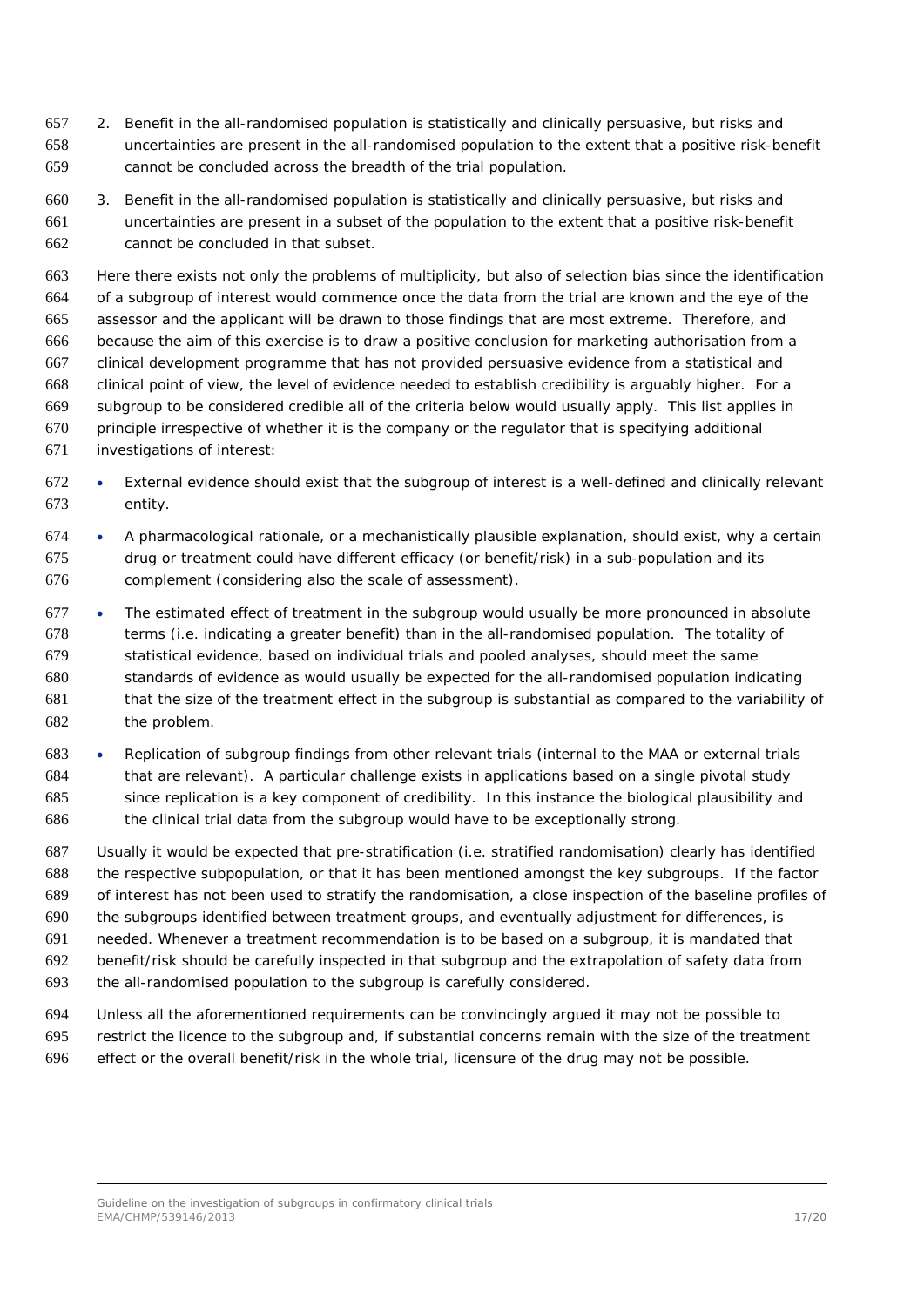2. Benefit in the all-randomised population is statistically and clinically persuasive, but risks and uncertainties are present in the all-randomised population to the extent that a positive risk-benefit cannot be concluded across the breadth of the trial population.
3. Benefit in the all-randomised population is statistically and clinically persuasive, but risks and uncertainties are present in a subset of the population to the extent that a positive risk-benefit cannot be concluded in that subset.

Here there exists not only the problems of multiplicity, but also of selection bias since the identification of a subgroup of interest would commence once the data from the trial are known and the eye of the assessor and the applicant will be drawn to those findings that are most extreme. Therefore, and because the aim of this exercise is to draw a positive conclusion for marketing authorisation from a clinical development programme that has not provided persuasive evidence from a statistical and clinical point of view, the level of evidence needed to establish credibility is arguably higher. For a subgroup to be considered credible all of the criteria below would usually apply. This list applies in principle irrespective of whether it is the company or the regulator that is specifying additional investigations of interest:

- External evidence should exist that the subgroup of interest is a well-defined and clinically relevant entity.
- A pharmacological rationale, or a mechanistically plausible explanation, should exist, why a certain drug or treatment could have different efficacy (or benefit/risk) in a sub-population and its complement (considering also the scale of assessment).
- The estimated effect of treatment in the subgroup would usually be more pronounced in absolute terms (i.e. indicating a greater benefit) than in the all-randomised population. The totality of statistical evidence, based on individual trials and pooled analyses, should meet the same standards of evidence as would usually be expected for the all-randomised population indicating that the size of the treatment effect in the subgroup is substantial as compared to the variability of the problem.
- Replication of subgroup findings from other relevant trials (internal to the MAA or external trials that are relevant). A particular challenge exists in applications based on a single pivotal study since replication is a key component of credibility. In this instance the biological plausibility and the clinical trial data from the subgroup would have to be exceptionally strong.

Usually it would be expected that pre-stratification (i.e. stratified randomisation) clearly has identified the respective subpopulation, or that it has been mentioned amongst the key subgroups. If the factor of interest has not been used to stratify the randomisation, a close inspection of the baseline profiles of the subgroups identified between treatment groups, and eventually adjustment for differences, is needed. Whenever a treatment recommendation is to be based on a subgroup, it is mandated that benefit/risk should be carefully inspected in that subgroup and the extrapolation of safety data from the all-randomised population to the subgroup is carefully considered.

Unless all the aforementioned requirements can be convincingly argued it may not be possible to restrict the licence to the subgroup and, if substantial concerns remain with the size of the treatment effect or the overall benefit/risk in the whole trial, licensure of the drug may not be possible.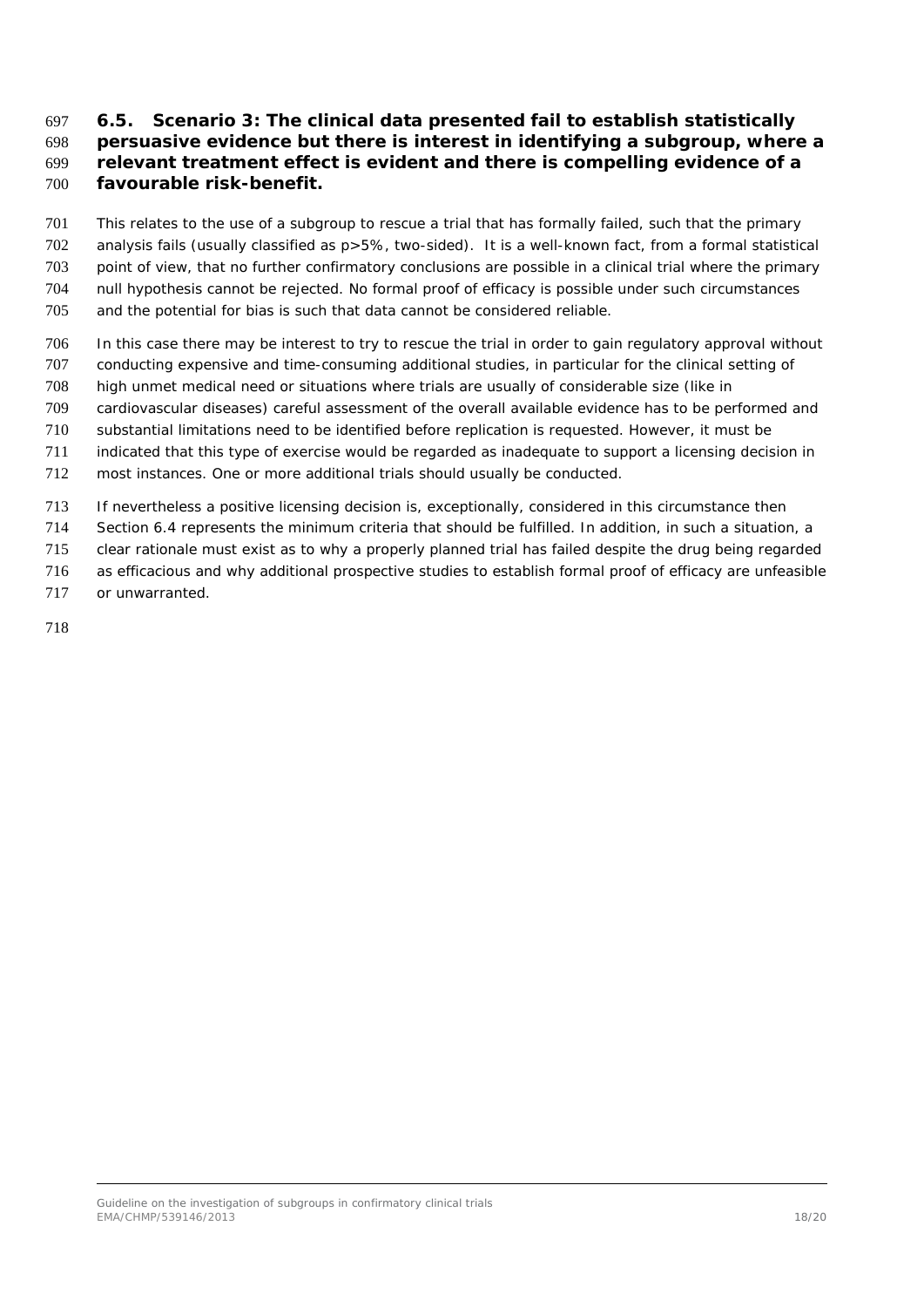## 6.5. Scenario 3: The clinical data presented fail to establish statistically persuasive evidence but there is interest in identifying a subgroup, where a relevant treatment effect is evident and there is compelling evidence of a favourable risk-benefit.

This relates to the use of a subgroup to rescue a trial that has formally failed, such that the primary analysis fails (usually classified as p>5%, two-sided). It is a well-known fact, from a formal statistical point of view, that no further confirmatory conclusions are possible in a clinical trial where the primary null hypothesis cannot be rejected. No formal proof of efficacy is possible under such circumstances and the potential for bias is such that data cannot be considered reliable.

In this case there may be interest to try to rescue the trial in order to gain regulatory approval without conducting expensive and time-consuming additional studies, in particular for the clinical setting of high unmet medical need or situations where trials are usually of considerable size (like in cardiovascular diseases) careful assessment of the overall available evidence has to be performed and substantial limitations need to be identified before replication is requested. However, it must be indicated that this type of exercise would be regarded as inadequate to support a licensing decision in most instances. One or more additional trials should usually be conducted.

If nevertheless a positive licensing decision is, exceptionally, considered in this circumstance then Section 6.4 represents the minimum criteria that should be fulfilled. In addition, in such a situation, a clear rationale must exist as to why a properly planned trial has failed despite the drug being regarded as efficacious and why additional prospective studies to establish formal proof of efficacy are unfeasible or unwarranted.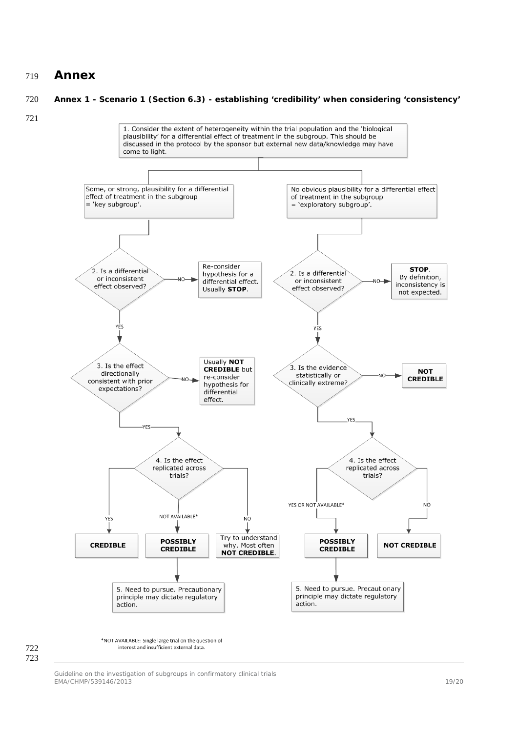# Annex

**Annex 1 - Scenario 1 (Section 6.3) - establishing 'credibility' when considering 'consistency'**

1. Consider the extent of heterogeneity within the trial population and the 'biological plausibility' for a differential effect of treatment in the subgroup. This should be discussed in the protocol by the sponsor but external new data/knowledge may have come to light.

**Left branch:** Some, or strong, plausibility for a differential effect of treatment in the subgroup = 'key subgroup'.

- 2. Is a differential or inconsistent effect observed?
  - NO → Re-consider hypothesis for a differential effect. Usually **STOP**.
  - YES → 3. Is the effect directionally consistent with prior expectations?
    - NO → Usually **NOT CREDIBLE** but re-consider hypothesis for differential effect.
    - YES → 4. Is the effect replicated across trials?
      - YES → **CREDIBLE**
      - NOT AVAILABLE* → **POSSIBLY CREDIBLE** → 5. Need to pursue. Precautionary principle may dictate regulatory action.
      - NO → Try to understand why. Most often **NOT CREDIBLE**.

**Right branch:** No obvious plausibility for a differential effect of treatment in the subgroup = 'exploratory subgroup'.

- 2. Is a differential or inconsistent effect observed?
  - NO → **STOP**. By definition, inconsistency is not expected.
  - YES → 3. Is the evidence statistically or clinically extreme?
    - NO → **NOT CREDIBLE**
    - YES → 4. Is the effect replicated across trials?
      - YES OR NOT AVAILABLE* → **POSSIBLY CREDIBLE** → 5. Need to pursue. Precautionary principle may dictate regulatory action.
      - NO → **NOT CREDIBLE**

*NOT AVAILABLE: Single large trial on the question of interest and insufficient external data.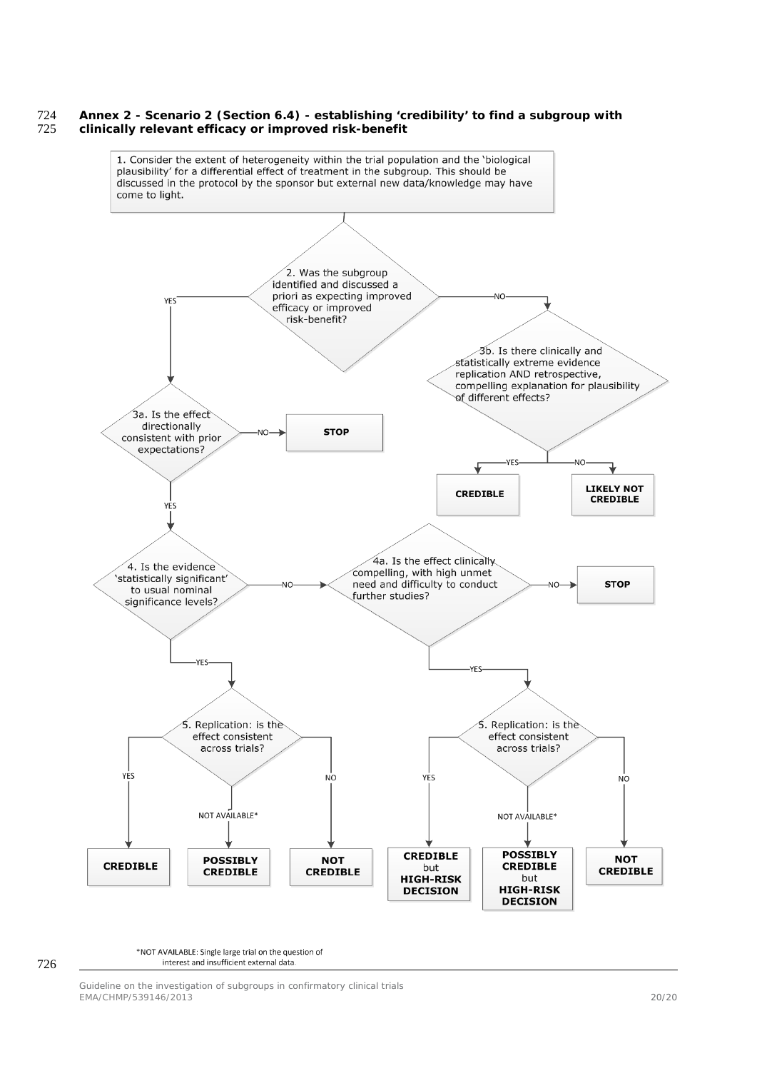**Annex 2 - Scenario 2 (Section 6.4) - establishing 'credibility' to find a subgroup with clinically relevant efficacy or improved risk-benefit**

1. Consider the extent of heterogeneity within the trial population and the 'biological plausibility' for a differential effect of treatment in the subgroup. This should be discussed in the protocol by the sponsor but external new data/knowledge may have come to light.

2. Was the subgroup identified and discussed a priori as expecting improved efficacy or improved risk-benefit?

YES

NO

3a. Is the effect directionally consistent with prior expectations?

NO

STOP

YES

3b. Is there clinically and statistically extreme evidence replication AND retrospective, compelling explanation for plausibility of different effects?

YES

NO

CREDIBLE

LIKELY NOT CREDIBLE

4. Is the evidence 'statistically significant' to usual nominal significance levels?

NO

4a. Is the effect clinically compelling, with high unmet need and difficulty to conduct further studies?

NO

STOP

YES

5. Replication: is the effect consistent across trials?

YES

NOT AVAILABLE*

NO

CREDIBLE

POSSIBLY CREDIBLE

NOT CREDIBLE

YES

5. Replication: is the effect consistent across trials?

YES

NOT AVAILABLE*

NO

CREDIBLE but HIGH-RISK DECISION

POSSIBLY CREDIBLE but HIGH-RISK DECISION

NOT CREDIBLE

*NOT AVAILABLE: Single large trial on the question of interest and insufficient external data.